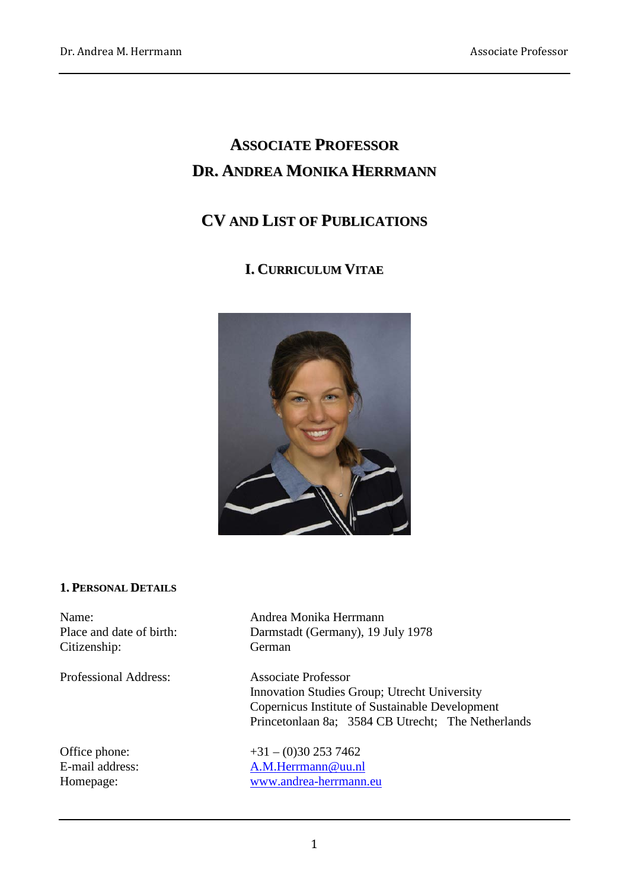# Associate Professor
# Dr. Andrea Monika Herrmann

## CV and List of Publications

## I. Curriculum Vitae

### 1. Personal Details

| | |
|---|---|
| Name: | Andrea Monika Herrmann |
| Place and date of birth: | Darmstadt (Germany), 19 July 1978 |
| Citizenship: | German |
| Professional Address: | Associate Professor<br>Innovation Studies Group; Utrecht University<br>Copernicus Institute of Sustainable Development<br>Princetonlaan 8a; 3584 CB Utrecht; The Netherlands |
| Office phone: | +31 – (0)30 253 7462 |
| E-mail address: | A.M.Herrmann@uu.nl |
| Homepage: | www.andrea-herrmann.eu |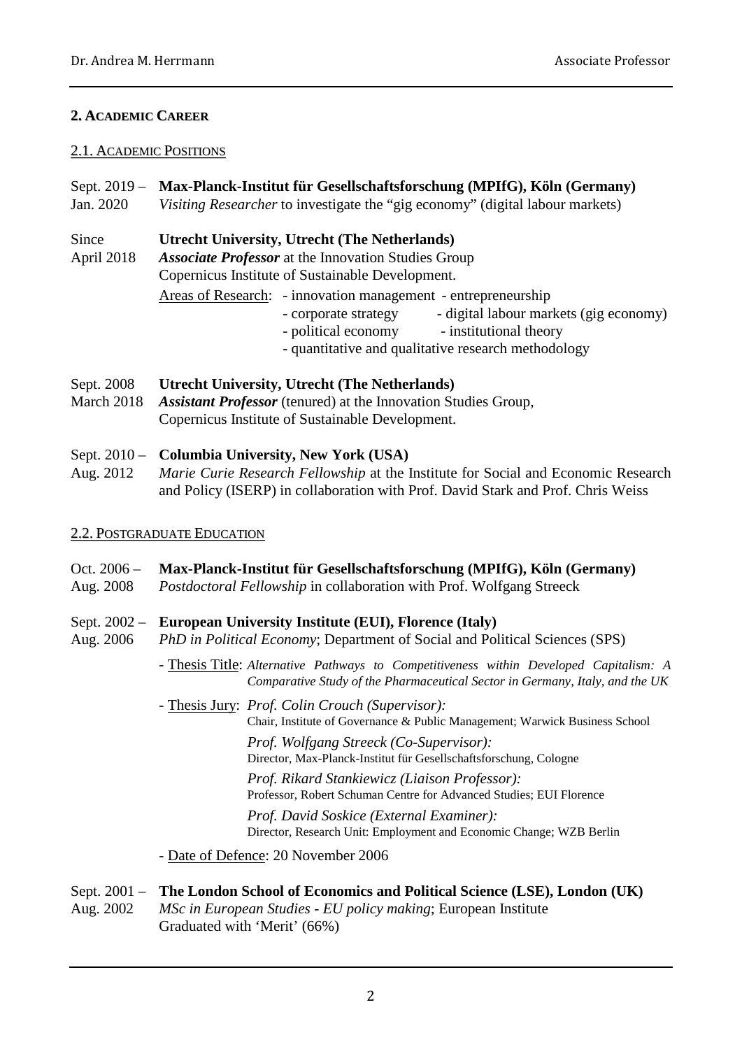## 2. Academic Career

### 2.1. Academic Positions

Sept. 2019 – Jan. 2020 **Max-Planck-Institut für Gesellschaftsforschung (MPIfG), Köln (Germany)**
*Visiting Researcher* to investigate the "gig economy" (digital labour markets)

Since April 2018 **Utrecht University, Utrecht (The Netherlands)**
***Associate Professor*** at the Innovation Studies Group
Copernicus Institute of Sustainable Development.

Areas of Research:
- innovation management
- entrepreneurship
- corporate strategy
- digital labour markets (gig economy)
- political economy
- institutional theory
- quantitative and qualitative research methodology

Sept. 2008 March 2018 **Utrecht University, Utrecht (The Netherlands)**
***Assistant Professor*** (tenured) at the Innovation Studies Group,
Copernicus Institute of Sustainable Development.

Sept. 2010 – Aug. 2012 **Columbia University, New York (USA)**
*Marie Curie Research Fellowship* at the Institute for Social and Economic Research and Policy (ISERP) in collaboration with Prof. David Stark and Prof. Chris Weiss

### 2.2. Postgraduate Education

Oct. 2006 – Aug. 2008 **Max-Planck-Institut für Gesellschaftsforschung (MPIfG), Köln (Germany)**
*Postdoctoral Fellowship* in collaboration with Prof. Wolfgang Streeck

Sept. 2002 – Aug. 2006 **European University Institute (EUI), Florence (Italy)**
*PhD in Political Economy*; Department of Social and Political Sciences (SPS)

- Thesis Title: *Alternative Pathways to Competitiveness within Developed Capitalism: A Comparative Study of the Pharmaceutical Sector in Germany, Italy, and the UK*
- Thesis Jury:
  *Prof. Colin Crouch (Supervisor):*
  Chair, Institute of Governance & Public Management; Warwick Business School
  *Prof. Wolfgang Streeck (Co-Supervisor):*
  Director, Max-Planck-Institut für Gesellschaftsforschung, Cologne
  *Prof. Rikard Stankiewicz (Liaison Professor):*
  Professor, Robert Schuman Centre for Advanced Studies; EUI Florence
  *Prof. David Soskice (External Examiner):*
  Director, Research Unit: Employment and Economic Change; WZB Berlin
- Date of Defence: 20 November 2006

Sept. 2001 – Aug. 2002 **The London School of Economics and Political Science (LSE), London (UK)**
*MSc in European Studies - EU policy making*; European Institute
Graduated with 'Merit' (66%)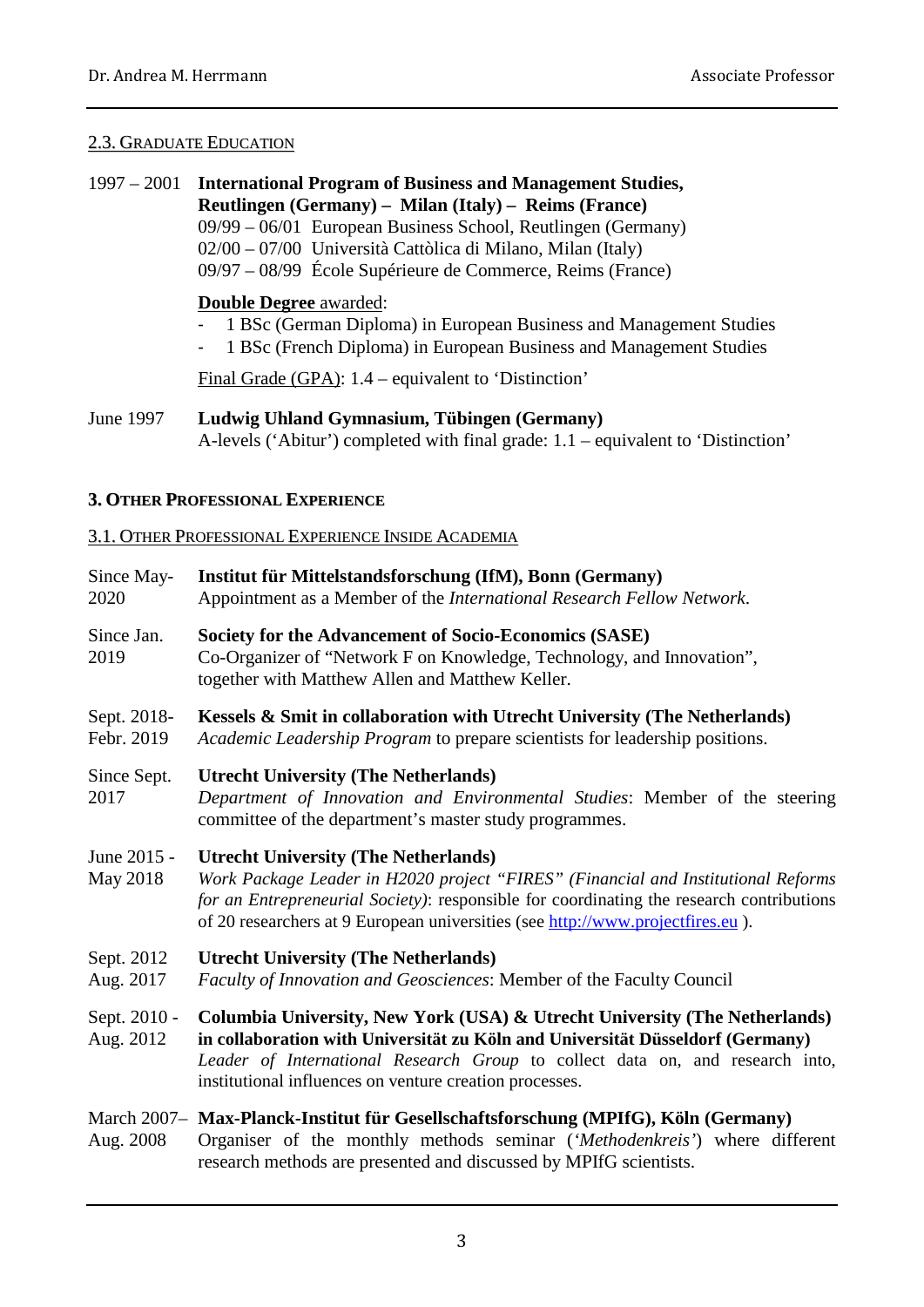## 2.3. Graduate Education

**1997 – 2001** **International Program of Business and Management Studies, Reutlingen (Germany) – Milan (Italy) – Reims (France)**
09/99 – 06/01 European Business School, Reutlingen (Germany)
02/00 – 07/00 Università Cattòlica di Milano, Milan (Italy)
09/97 – 08/99 École Supérieure de Commerce, Reims (France)

**Double Degree** awarded:
- 1 BSc (German Diploma) in European Business and Management Studies
- 1 BSc (French Diploma) in European Business and Management Studies

Final Grade (GPA): 1.4 – equivalent to 'Distinction'

**June 1997** **Ludwig Uhland Gymnasium, Tübingen (Germany)**
A-levels ('Abitur') completed with final grade: 1.1 – equivalent to 'Distinction'

# 3. Other Professional Experience

## 3.1. Other Professional Experience Inside Academia

**Since May-2020** **Institut für Mittelstandsforschung (IfM), Bonn (Germany)**
Appointment as a Member of the *International Research Fellow Network*.

**Since Jan. 2019** **Society for the Advancement of Socio-Economics (SASE)**
Co-Organizer of "Network F on Knowledge, Technology, and Innovation", together with Matthew Allen and Matthew Keller.

**Sept. 2018- Febr. 2019** **Kessels & Smit in collaboration with Utrecht University (The Netherlands)**
*Academic Leadership Program* to prepare scientists for leadership positions.

**Since Sept. 2017** **Utrecht University (The Netherlands)**
*Department of Innovation and Environmental Studies*: Member of the steering committee of the department's master study programmes.

**June 2015 - May 2018** **Utrecht University (The Netherlands)**
*Work Package Leader in H2020 project "FIRES" (Financial and Institutional Reforms for an Entrepreneurial Society)*: responsible for coordinating the research contributions of 20 researchers at 9 European universities (see http://www.projectfires.eu ).

**Sept. 2012 Aug. 2017** **Utrecht University (The Netherlands)**
*Faculty of Innovation and Geosciences*: Member of the Faculty Council

**Sept. 2010 - Aug. 2012** **Columbia University, New York (USA) & Utrecht University (The Netherlands) in collaboration with Universität zu Köln and Universität Düsseldorf (Germany)**
*Leader of International Research Group* to collect data on, and research into, institutional influences on venture creation processes.

**March 2007– Aug. 2008** **Max-Planck-Institut für Gesellschaftsforschung (MPIfG), Köln (Germany)**
Organiser of the monthly methods seminar (*'Methodenkreis'*) where different research methods are presented and discussed by MPIfG scientists.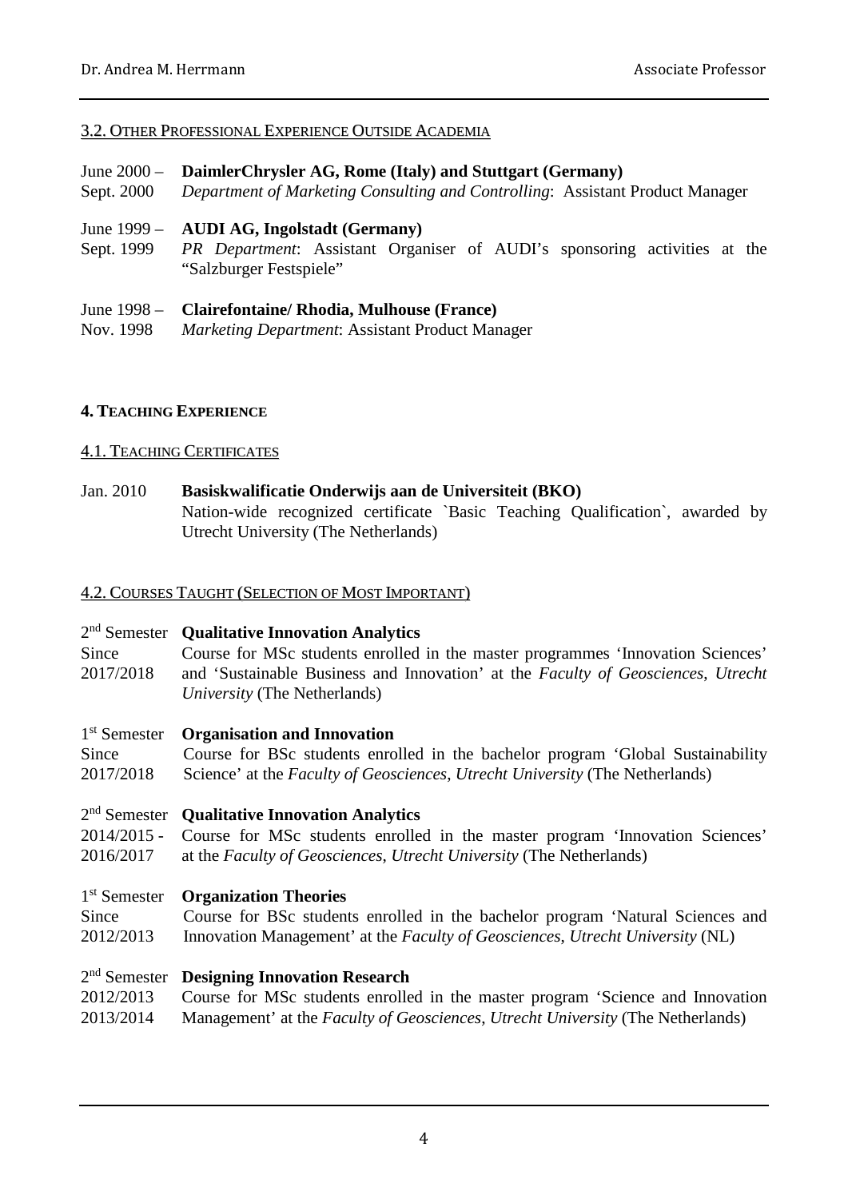### 3.2. Other Professional Experience Outside Academia

June 2000 – Sept. 2000 **DaimlerChrysler AG, Rome (Italy) and Stuttgart (Germany)**
*Department of Marketing Consulting and Controlling*: Assistant Product Manager

June 1999 – Sept. 1999 **AUDI AG, Ingolstadt (Germany)**
*PR Department*: Assistant Organiser of AUDI's sponsoring activities at the "Salzburger Festspiele"

June 1998 – Nov. 1998 **Clairefontaine/ Rhodia, Mulhouse (France)**
*Marketing Department*: Assistant Product Manager

## 4. Teaching Experience

### 4.1. Teaching Certificates

Jan. 2010 **Basiskwalificatie Onderwijs aan de Universiteit (BKO)**
Nation-wide recognized certificate `Basic Teaching Qualification`, awarded by Utrecht University (The Netherlands)

### 4.2. Courses Taught (Selection of Most Important)

2nd Semester Since 2017/2018 **Qualitative Innovation Analytics**
Course for MSc students enrolled in the master programmes 'Innovation Sciences' and 'Sustainable Business and Innovation' at the *Faculty of Geosciences, Utrecht University* (The Netherlands)

1st Semester Since 2017/2018 **Organisation and Innovation**
Course for BSc students enrolled in the bachelor program 'Global Sustainability Science' at the *Faculty of Geosciences, Utrecht University* (The Netherlands)

2nd Semester 2014/2015 - 2016/2017 **Qualitative Innovation Analytics**
Course for MSc students enrolled in the master program 'Innovation Sciences' at the *Faculty of Geosciences, Utrecht University* (The Netherlands)

1st Semester Since 2012/2013 **Organization Theories**
Course for BSc students enrolled in the bachelor program 'Natural Sciences and Innovation Management' at the *Faculty of Geosciences, Utrecht University* (NL)

2nd Semester 2012/2013 2013/2014 **Designing Innovation Research**
Course for MSc students enrolled in the master program 'Science and Innovation Management' at the *Faculty of Geosciences, Utrecht University* (The Netherlands)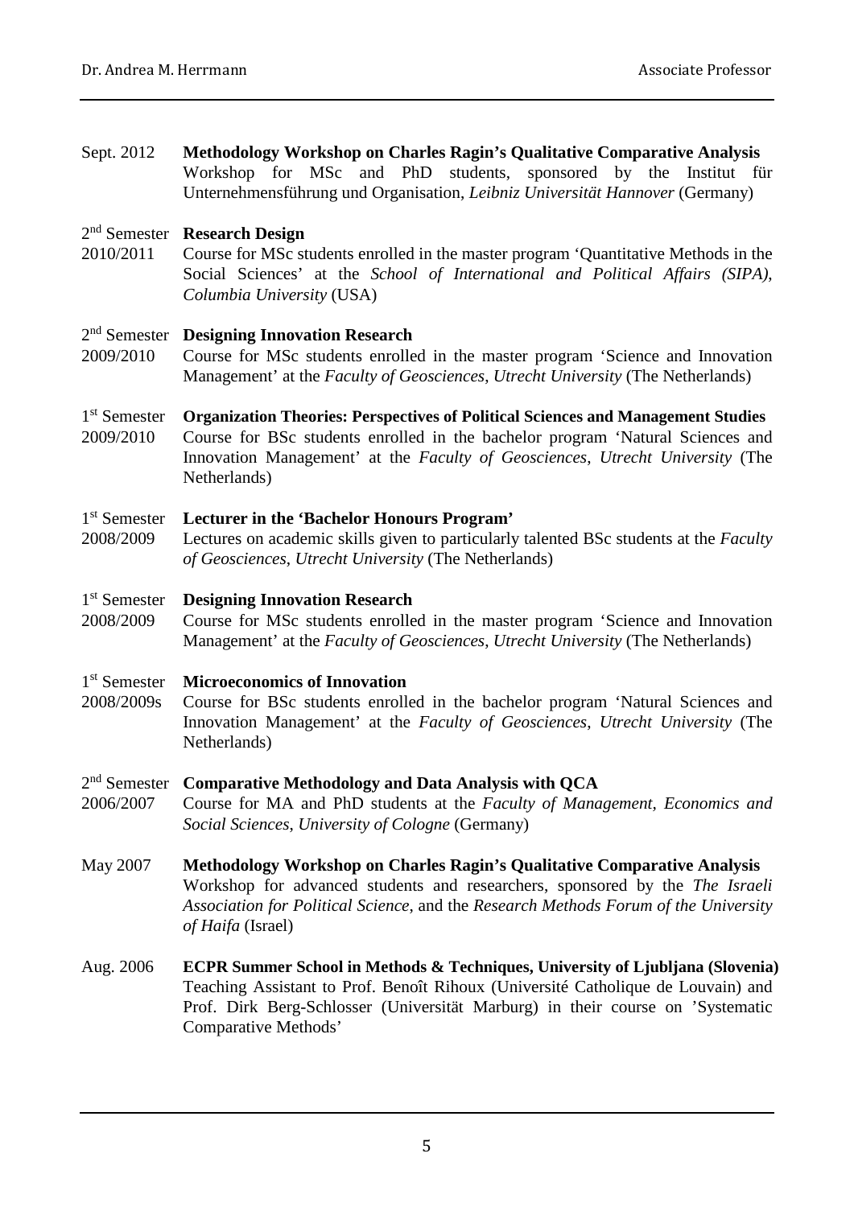Sept. 2012 **Methodology Workshop on Charles Ragin's Qualitative Comparative Analysis**
Workshop for MSc and PhD students, sponsored by the Institut für Unternehmensführung und Organisation, *Leibniz Universität Hannover* (Germany)

2nd Semester 2010/2011 **Research Design**
Course for MSc students enrolled in the master program 'Quantitative Methods in the Social Sciences' at the *School of International and Political Affairs (SIPA), Columbia University* (USA)

2nd Semester 2009/2010 **Designing Innovation Research**
Course for MSc students enrolled in the master program 'Science and Innovation Management' at the *Faculty of Geosciences, Utrecht University* (The Netherlands)

1st Semester 2009/2010 **Organization Theories: Perspectives of Political Sciences and Management Studies**
Course for BSc students enrolled in the bachelor program 'Natural Sciences and Innovation Management' at the *Faculty of Geosciences, Utrecht University* (The Netherlands)

1st Semester 2008/2009 **Lecturer in the 'Bachelor Honours Program'**
Lectures on academic skills given to particularly talented BSc students at the *Faculty of Geosciences, Utrecht University* (The Netherlands)

1st Semester 2008/2009 **Designing Innovation Research**
Course for MSc students enrolled in the master program 'Science and Innovation Management' at the *Faculty of Geosciences, Utrecht University* (The Netherlands)

1st Semester 2008/2009s **Microeconomics of Innovation**
Course for BSc students enrolled in the bachelor program 'Natural Sciences and Innovation Management' at the *Faculty of Geosciences, Utrecht University* (The Netherlands)

2nd Semester 2006/2007 **Comparative Methodology and Data Analysis with QCA**
Course for MA and PhD students at the *Faculty of Management, Economics and Social Sciences, University of Cologne* (Germany)

May 2007 **Methodology Workshop on Charles Ragin's Qualitative Comparative Analysis**
Workshop for advanced students and researchers, sponsored by the *The Israeli Association for Political Science*, and the *Research Methods Forum of the University of Haifa* (Israel)

Aug. 2006 **ECPR Summer School in Methods & Techniques, University of Ljubljana (Slovenia)**
Teaching Assistant to Prof. Benoît Rihoux (Université Catholique de Louvain) and Prof. Dirk Berg-Schlosser (Universität Marburg) in their course on 'Systematic Comparative Methods'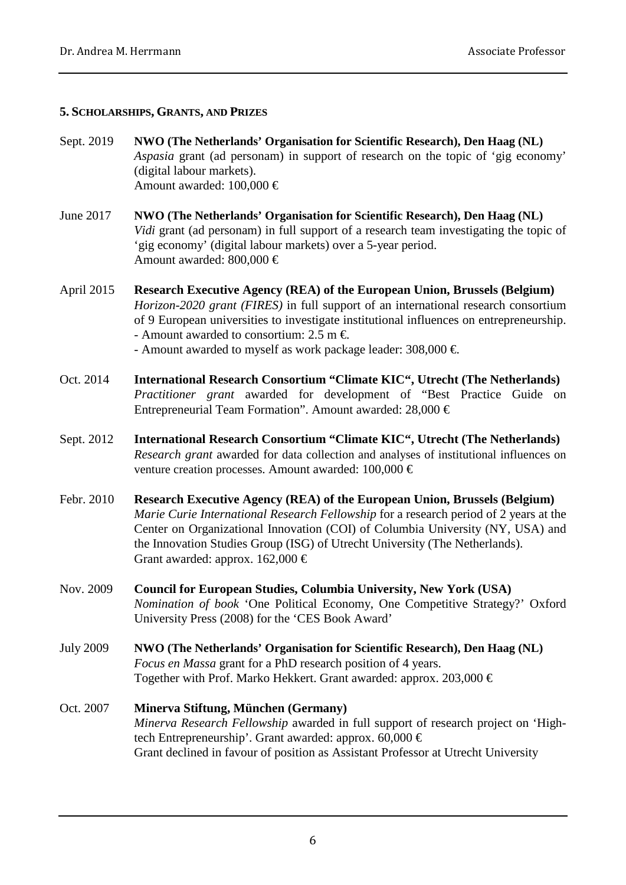### 5. Scholarships, Grants, and Prizes

Sept. 2019 **NWO (The Netherlands' Organisation for Scientific Research), Den Haag (NL)**
*Aspasia* grant (ad personam) in support of research on the topic of 'gig economy' (digital labour markets).
Amount awarded: 100,000 €

June 2017 **NWO (The Netherlands' Organisation for Scientific Research), Den Haag (NL)**
*Vidi* grant (ad personam) in full support of a research team investigating the topic of 'gig economy' (digital labour markets) over a 5-year period.
Amount awarded: 800,000 €

April 2015 **Research Executive Agency (REA) of the European Union, Brussels (Belgium)**
*Horizon-2020 grant (FIRES)* in full support of an international research consortium of 9 European universities to investigate institutional influences on entrepreneurship.
- Amount awarded to consortium: 2.5 m €.
- Amount awarded to myself as work package leader: 308,000 €.

Oct. 2014 **International Research Consortium "Climate KIC", Utrecht (The Netherlands)**
*Practitioner grant* awarded for development of "Best Practice Guide on Entrepreneurial Team Formation". Amount awarded: 28,000 €

Sept. 2012 **International Research Consortium "Climate KIC", Utrecht (The Netherlands)**
*Research grant* awarded for data collection and analyses of institutional influences on venture creation processes. Amount awarded: 100,000 €

Febr. 2010 **Research Executive Agency (REA) of the European Union, Brussels (Belgium)**
*Marie Curie International Research Fellowship* for a research period of 2 years at the Center on Organizational Innovation (COI) of Columbia University (NY, USA) and the Innovation Studies Group (ISG) of Utrecht University (The Netherlands).
Grant awarded: approx. 162,000 €

Nov. 2009 **Council for European Studies, Columbia University, New York (USA)**
*Nomination of book* 'One Political Economy, One Competitive Strategy?' Oxford University Press (2008) for the 'CES Book Award'

July 2009 **NWO (The Netherlands' Organisation for Scientific Research), Den Haag (NL)**
*Focus en Massa* grant for a PhD research position of 4 years.
Together with Prof. Marko Hekkert. Grant awarded: approx. 203,000 €

Oct. 2007 **Minerva Stiftung, München (Germany)**
*Minerva Research Fellowship* awarded in full support of research project on 'High-tech Entrepreneurship'. Grant awarded: approx. 60,000 €
Grant declined in favour of position as Assistant Professor at Utrecht University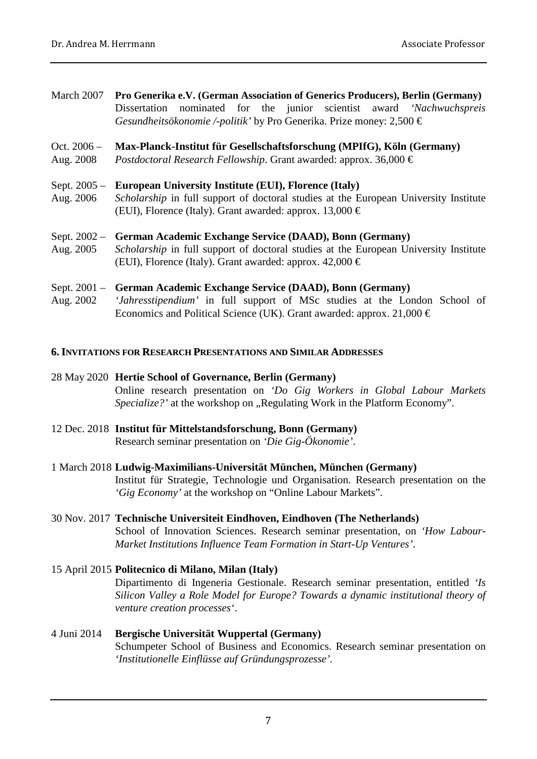March 2007 **Pro Generika e.V. (German Association of Generics Producers), Berlin (Germany)**
Dissertation nominated for the junior scientist award *'Nachwuchspreis Gesundheitsökonomie /-politik'* by Pro Generika. Prize money: 2,500 €

Oct. 2006 – Aug. 2008 **Max-Planck-Institut für Gesellschaftsforschung (MPIfG), Köln (Germany)**
*Postdoctoral Research Fellowship*. Grant awarded: approx. 36,000 €

Sept. 2005 – Aug. 2006 **European University Institute (EUI), Florence (Italy)**
*Scholarship* in full support of doctoral studies at the European University Institute (EUI), Florence (Italy). Grant awarded: approx. 13,000 €

Sept. 2002 – Aug. 2005 **German Academic Exchange Service (DAAD), Bonn (Germany)**
*Scholarship* in full support of doctoral studies at the European University Institute (EUI), Florence (Italy). Grant awarded: approx. 42,000 €

Sept. 2001 – Aug. 2002 **German Academic Exchange Service (DAAD), Bonn (Germany)**
*'Jahresstipendium'* in full support of MSc studies at the London School of Economics and Political Science (UK). Grant awarded: approx. 21,000 €

## 6. Invitations for Research Presentations and Similar Addresses

28 May 2020 **Hertie School of Governance, Berlin (Germany)**
Online research presentation on *'Do Gig Workers in Global Labour Markets Specialize?'* at the workshop on „Regulating Work in the Platform Economy".

12 Dec. 2018 **Institut für Mittelstandsforschung, Bonn (Germany)**
Research seminar presentation on *'Die Gig-Ökonomie'*.

1 March 2018 **Ludwig-Maximilians-Universität München, München (Germany)**
Institut für Strategie, Technologie und Organisation. Research presentation on the *'Gig Economy'* at the workshop on "Online Labour Markets".

30 Nov. 2017 **Technische Universiteit Eindhoven, Eindhoven (The Netherlands)**
School of Innovation Sciences. Research seminar presentation, on *'How Labour-Market Institutions Influence Team Formation in Start-Up Ventures'*.

15 April 2015 **Politecnico di Milano, Milan (Italy)**
Dipartimento di Ingeneria Gestionale. Research seminar presentation, entitled *'Is Silicon Valley a Role Model for Europe? Towards a dynamic institutional theory of venture creation processes'*.

4 Juni 2014 **Bergische Universität Wuppertal (Germany)**
Schumpeter School of Business and Economics. Research seminar presentation on *'Institutionelle Einflüsse auf Gründungsprozesse'*.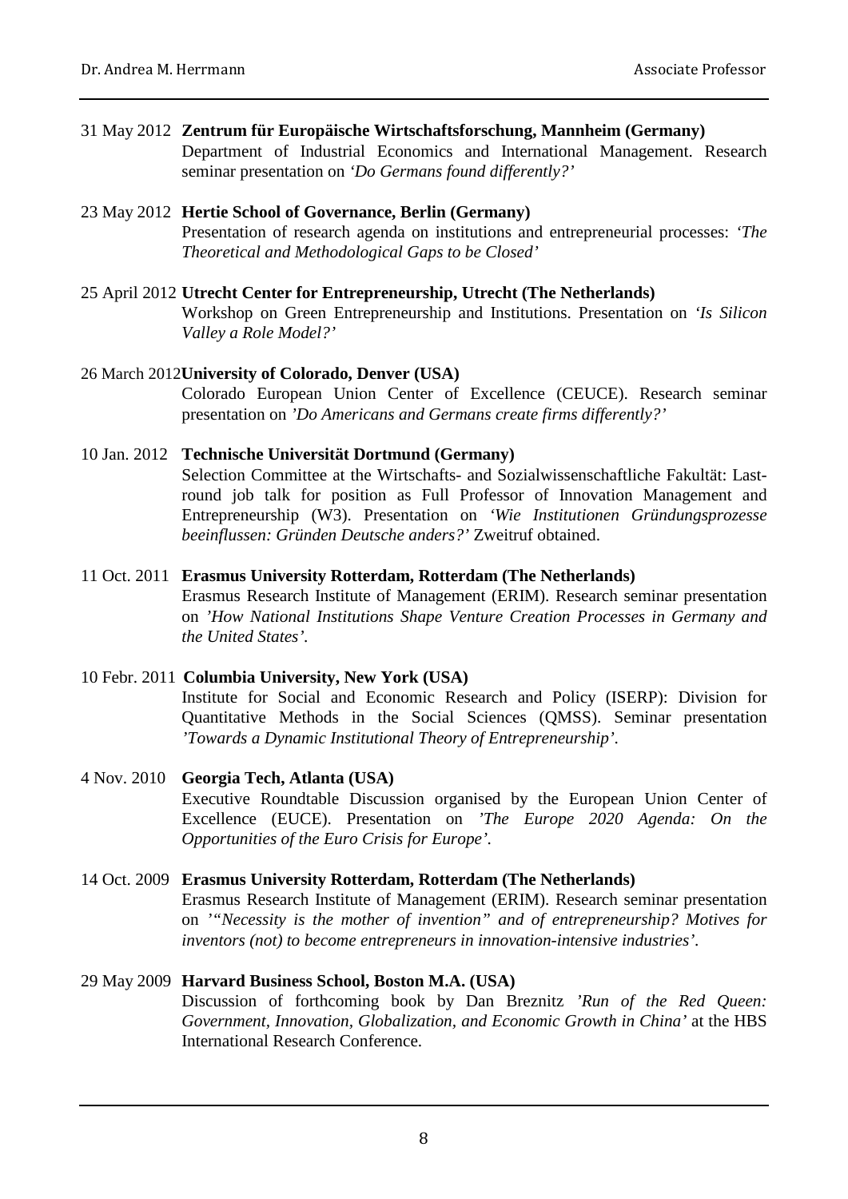31 May 2012 **Zentrum für Europäische Wirtschaftsforschung, Mannheim (Germany)**
Department of Industrial Economics and International Management. Research seminar presentation on *'Do Germans found differently?'*

23 May 2012 **Hertie School of Governance, Berlin (Germany)**
Presentation of research agenda on institutions and entrepreneurial processes: *'The Theoretical and Methodological Gaps to be Closed'*

25 April 2012 **Utrecht Center for Entrepreneurship, Utrecht (The Netherlands)**
Workshop on Green Entrepreneurship and Institutions. Presentation on *'Is Silicon Valley a Role Model?'*

26 March 2012 **University of Colorado, Denver (USA)**
Colorado European Union Center of Excellence (CEUCE). Research seminar presentation on *'Do Americans and Germans create firms differently?'*

10 Jan. 2012 **Technische Universität Dortmund (Germany)**
Selection Committee at the Wirtschafts- and Sozialwissenschaftliche Fakultät: Last-round job talk for position as Full Professor of Innovation Management and Entrepreneurship (W3). Presentation on *'Wie Institutionen Gründungsprozesse beeinflussen: Gründen Deutsche anders?'* Zweitruf obtained.

11 Oct. 2011 **Erasmus University Rotterdam, Rotterdam (The Netherlands)**
Erasmus Research Institute of Management (ERIM). Research seminar presentation on *'How National Institutions Shape Venture Creation Processes in Germany and the United States'.*

10 Febr. 2011 **Columbia University, New York (USA)**
Institute for Social and Economic Research and Policy (ISERP): Division for Quantitative Methods in the Social Sciences (QMSS). Seminar presentation *'Towards a Dynamic Institutional Theory of Entrepreneurship'.*

4 Nov. 2010 **Georgia Tech, Atlanta (USA)**
Executive Roundtable Discussion organised by the European Union Center of Excellence (EUCE). Presentation on *'The Europe 2020 Agenda: On the Opportunities of the Euro Crisis for Europe'.*

14 Oct. 2009 **Erasmus University Rotterdam, Rotterdam (The Netherlands)**
Erasmus Research Institute of Management (ERIM). Research seminar presentation on *'"Necessity is the mother of invention" and of entrepreneurship? Motives for inventors (not) to become entrepreneurs in innovation-intensive industries'.*

29 May 2009 **Harvard Business School, Boston M.A. (USA)**
Discussion of forthcoming book by Dan Breznitz *'Run of the Red Queen: Government, Innovation, Globalization, and Economic Growth in China'* at the HBS International Research Conference.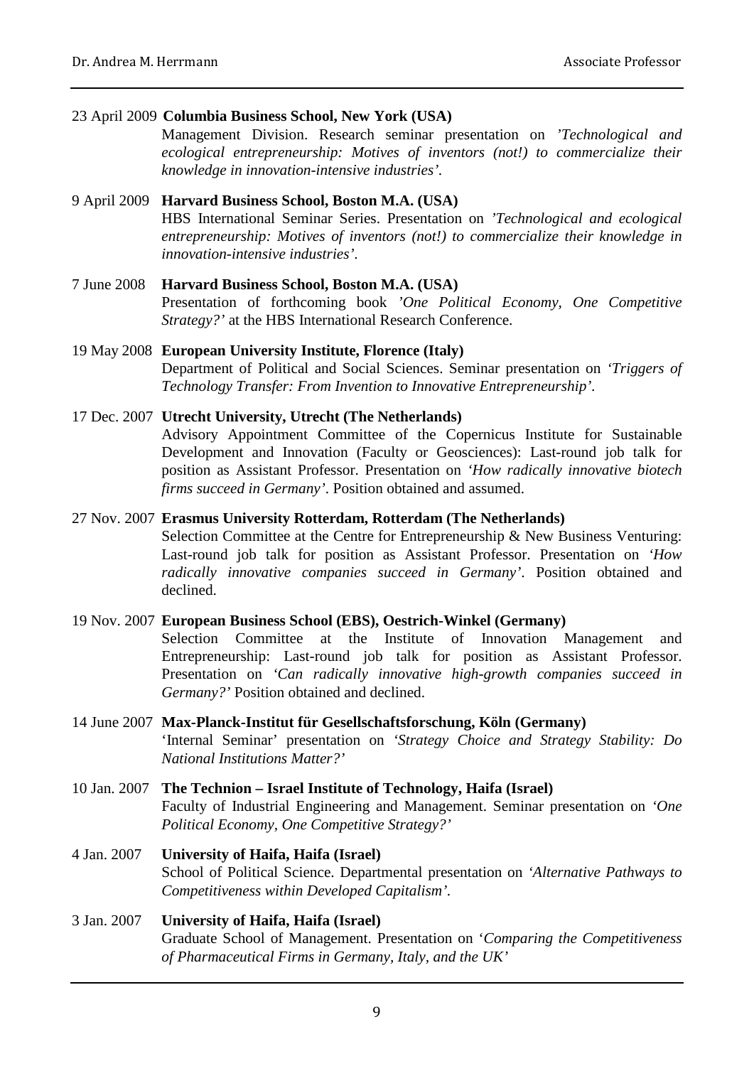23 April 2009 **Columbia Business School, New York (USA)**
Management Division. Research seminar presentation on *'Technological and ecological entrepreneurship: Motives of inventors (not!) to commercialize their knowledge in innovation-intensive industries'*.

9 April 2009 **Harvard Business School, Boston M.A. (USA)**
HBS International Seminar Series. Presentation on *'Technological and ecological entrepreneurship: Motives of inventors (not!) to commercialize their knowledge in innovation-intensive industries'*.

7 June 2008 **Harvard Business School, Boston M.A. (USA)**
Presentation of forthcoming book *'One Political Economy, One Competitive Strategy?'* at the HBS International Research Conference.

19 May 2008 **European University Institute, Florence (Italy)**
Department of Political and Social Sciences. Seminar presentation on *'Triggers of Technology Transfer: From Invention to Innovative Entrepreneurship'*.

17 Dec. 2007 **Utrecht University, Utrecht (The Netherlands)**
Advisory Appointment Committee of the Copernicus Institute for Sustainable Development and Innovation (Faculty or Geosciences): Last-round job talk for position as Assistant Professor. Presentation on *'How radically innovative biotech firms succeed in Germany'*. Position obtained and assumed.

27 Nov. 2007 **Erasmus University Rotterdam, Rotterdam (The Netherlands)**
Selection Committee at the Centre for Entrepreneurship & New Business Venturing: Last-round job talk for position as Assistant Professor. Presentation on *'How radically innovative companies succeed in Germany'*. Position obtained and declined.

19 Nov. 2007 **European Business School (EBS), Oestrich-Winkel (Germany)**
Selection Committee at the Institute of Innovation Management and Entrepreneurship: Last-round job talk for position as Assistant Professor. Presentation on *'Can radically innovative high-growth companies succeed in Germany?'* Position obtained and declined.

14 June 2007 **Max-Planck-Institut für Gesellschaftsforschung, Köln (Germany)**
'Internal Seminar' presentation on *'Strategy Choice and Strategy Stability: Do National Institutions Matter?'*

10 Jan. 2007 **The Technion – Israel Institute of Technology, Haifa (Israel)**
Faculty of Industrial Engineering and Management. Seminar presentation on *'One Political Economy, One Competitive Strategy?'*

4 Jan. 2007 **University of Haifa, Haifa (Israel)**
School of Political Science. Departmental presentation on *'Alternative Pathways to Competitiveness within Developed Capitalism'*.

3 Jan. 2007 **University of Haifa, Haifa (Israel)**
Graduate School of Management. Presentation on '*Comparing the Competitiveness of Pharmaceutical Firms in Germany, Italy, and the UK'*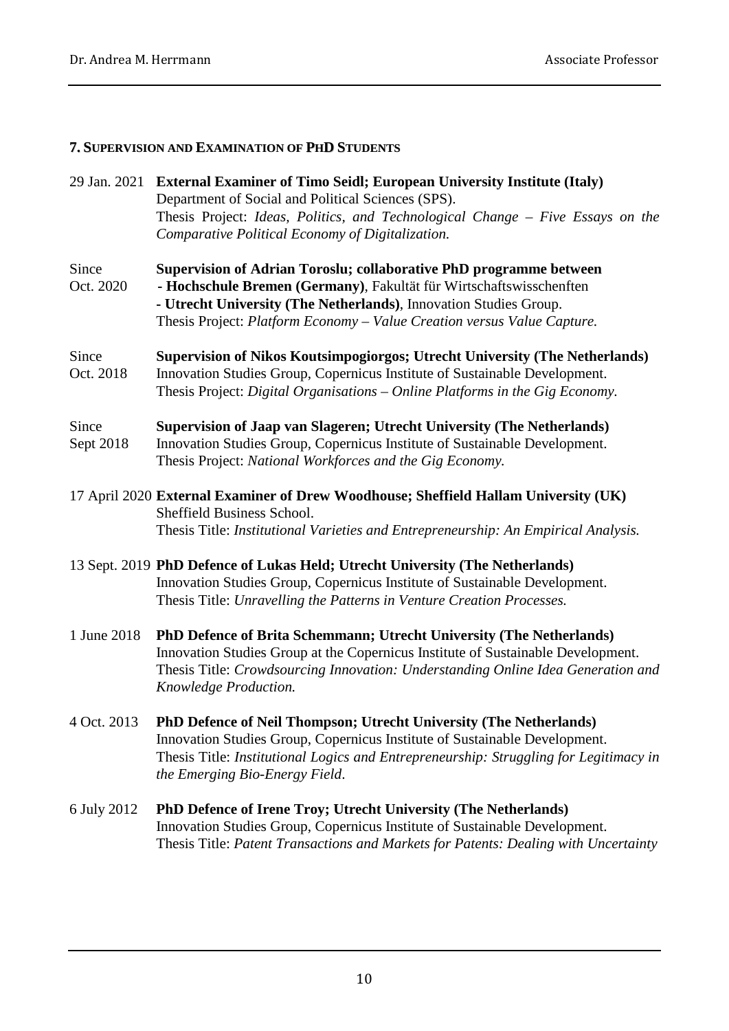### 7. Supervision and Examination of PhD Students

29 Jan. 2021 **External Examiner of Timo Seidl; European University Institute (Italy)**
Department of Social and Political Sciences (SPS).
Thesis Project: *Ideas, Politics, and Technological Change – Five Essays on the Comparative Political Economy of Digitalization.*

Since Oct. 2020 **Supervision of Adrian Toroslu; collaborative PhD programme between**
**- Hochschule Bremen (Germany)**, Fakultät für Wirtschaftswisschenften
**- Utrecht University (The Netherlands)**, Innovation Studies Group.
Thesis Project: *Platform Economy – Value Creation versus Value Capture.*

Since Oct. 2018 **Supervision of Nikos Koutsimpogiorgos; Utrecht University (The Netherlands)**
Innovation Studies Group, Copernicus Institute of Sustainable Development.
Thesis Project: *Digital Organisations – Online Platforms in the Gig Economy.*

Since Sept 2018 **Supervision of Jaap van Slageren; Utrecht University (The Netherlands)**
Innovation Studies Group, Copernicus Institute of Sustainable Development.
Thesis Project: *National Workforces and the Gig Economy.*

17 April 2020 **External Examiner of Drew Woodhouse; Sheffield Hallam University (UK)**
Sheffield Business School.
Thesis Title: *Institutional Varieties and Entrepreneurship: An Empirical Analysis.*

13 Sept. 2019 **PhD Defence of Lukas Held; Utrecht University (The Netherlands)**
Innovation Studies Group, Copernicus Institute of Sustainable Development.
Thesis Title: *Unravelling the Patterns in Venture Creation Processes.*

1 June 2018 **PhD Defence of Brita Schemmann; Utrecht University (The Netherlands)**
Innovation Studies Group at the Copernicus Institute of Sustainable Development.
Thesis Title: *Crowdsourcing Innovation: Understanding Online Idea Generation and Knowledge Production.*

4 Oct. 2013 **PhD Defence of Neil Thompson; Utrecht University (The Netherlands)**
Innovation Studies Group, Copernicus Institute of Sustainable Development.
Thesis Title: *Institutional Logics and Entrepreneurship: Struggling for Legitimacy in the Emerging Bio-Energy Field*.

6 July 2012 **PhD Defence of Irene Troy; Utrecht University (The Netherlands)**
Innovation Studies Group, Copernicus Institute of Sustainable Development.
Thesis Title: *Patent Transactions and Markets for Patents: Dealing with Uncertainty*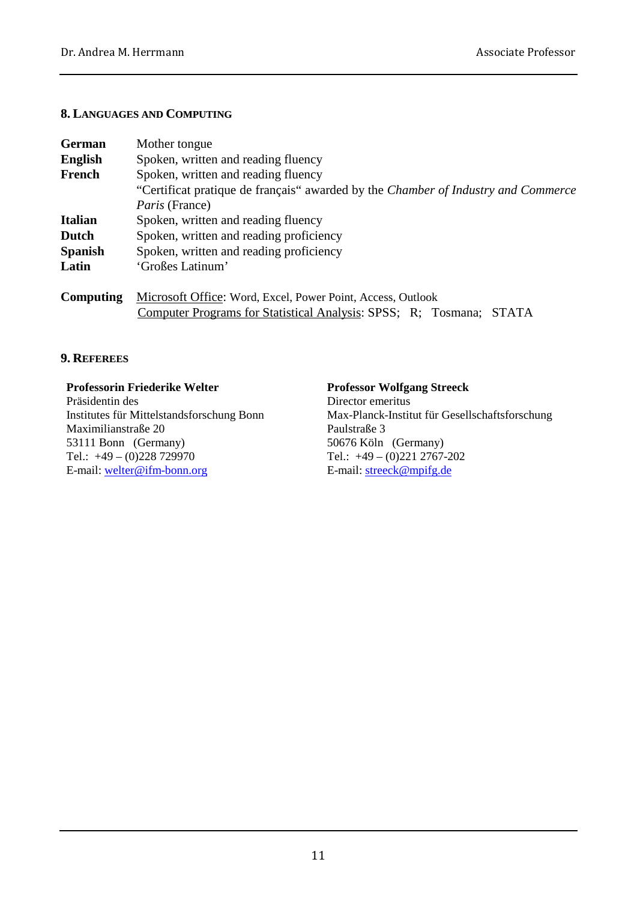## 8. Languages and Computing

| | |
|---|---|
| **German** | Mother tongue |
| **English** | Spoken, written and reading fluency |
| **French** | Spoken, written and reading fluency<br>"Certificat pratique de français" awarded by the *Chamber of Industry and Commerce Paris* (France) |
| **Italian** | Spoken, written and reading fluency |
| **Dutch** | Spoken, written and reading proficiency |
| **Spanish** | Spoken, written and reading proficiency |
| **Latin** | 'Großes Latinum' |
| **Computing** | Microsoft Office: Word, Excel, Power Point, Access, Outlook<br>Computer Programs for Statistical Analysis: SPSS; R; Tosmana; STATA |

## 9. Referees

**Professorin Friederike Welter**
Präsidentin des
Institutes für Mittelstandsforschung Bonn
Maximilianstraße 20
53111 Bonn (Germany)
Tel.: +49 – (0)228 729970
E-mail: welter@ifm-bonn.org

**Professor Wolfgang Streeck**
Director emeritus
Max-Planck-Institut für Gesellschaftsforschung
Paulstraße 3
50676 Köln (Germany)
Tel.: +49 – (0)221 2767-202
E-mail: streeck@mpifg.de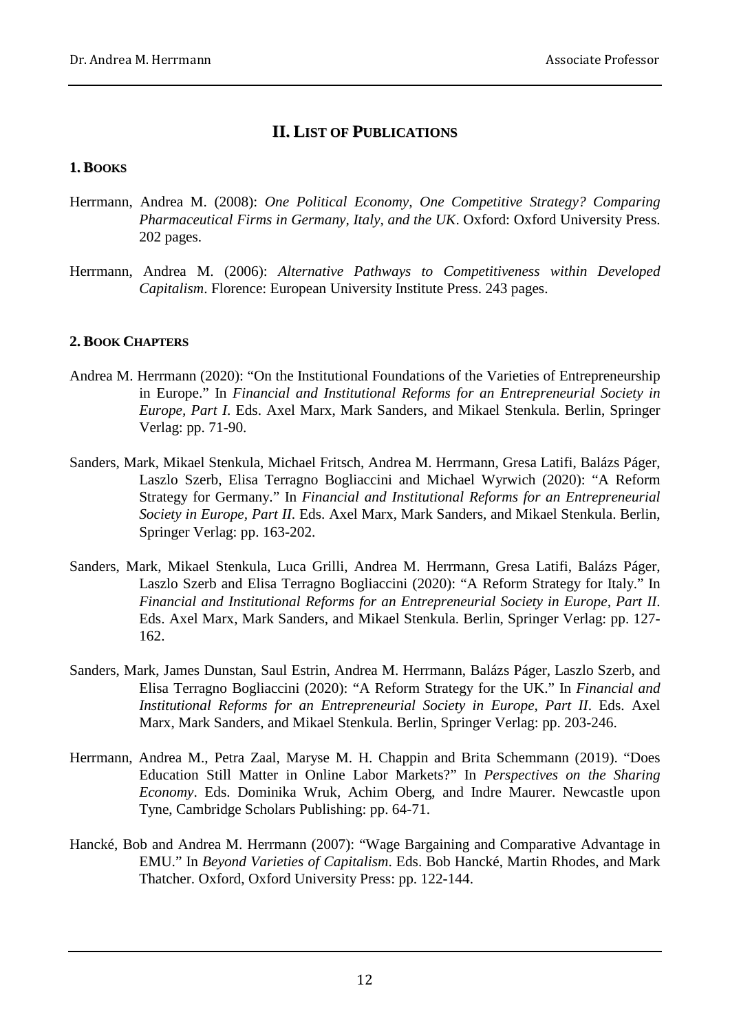## II. List of Publications

### 1. Books

Herrmann, Andrea M. (2008): *One Political Economy, One Competitive Strategy? Comparing Pharmaceutical Firms in Germany, Italy, and the UK*. Oxford: Oxford University Press. 202 pages.

Herrmann, Andrea M. (2006): *Alternative Pathways to Competitiveness within Developed Capitalism*. Florence: European University Institute Press. 243 pages.

### 2. Book Chapters

Andrea M. Herrmann (2020): "On the Institutional Foundations of the Varieties of Entrepreneurship in Europe." In *Financial and Institutional Reforms for an Entrepreneurial Society in Europe, Part I*. Eds. Axel Marx, Mark Sanders, and Mikael Stenkula. Berlin, Springer Verlag: pp. 71-90.

Sanders, Mark, Mikael Stenkula, Michael Fritsch, Andrea M. Herrmann, Gresa Latifi, Balázs Páger, Laszlo Szerb, Elisa Terragno Bogliaccini and Michael Wyrwich (2020): "A Reform Strategy for Germany." In *Financial and Institutional Reforms for an Entrepreneurial Society in Europe, Part II*. Eds. Axel Marx, Mark Sanders, and Mikael Stenkula. Berlin, Springer Verlag: pp. 163-202.

Sanders, Mark, Mikael Stenkula, Luca Grilli, Andrea M. Herrmann, Gresa Latifi, Balázs Páger, Laszlo Szerb and Elisa Terragno Bogliaccini (2020): "A Reform Strategy for Italy." In *Financial and Institutional Reforms for an Entrepreneurial Society in Europe, Part II*. Eds. Axel Marx, Mark Sanders, and Mikael Stenkula. Berlin, Springer Verlag: pp. 127-162.

Sanders, Mark, James Dunstan, Saul Estrin, Andrea M. Herrmann, Balázs Páger, Laszlo Szerb, and Elisa Terragno Bogliaccini (2020): "A Reform Strategy for the UK." In *Financial and Institutional Reforms for an Entrepreneurial Society in Europe, Part II*. Eds. Axel Marx, Mark Sanders, and Mikael Stenkula. Berlin, Springer Verlag: pp. 203-246.

Herrmann, Andrea M., Petra Zaal, Maryse M. H. Chappin and Brita Schemmann (2019). "Does Education Still Matter in Online Labor Markets?" In *Perspectives on the Sharing Economy*. Eds. Dominika Wruk, Achim Oberg, and Indre Maurer. Newcastle upon Tyne, Cambridge Scholars Publishing: pp. 64-71.

Hancké, Bob and Andrea M. Herrmann (2007): "Wage Bargaining and Comparative Advantage in EMU." In *Beyond Varieties of Capitalism*. Eds. Bob Hancké, Martin Rhodes, and Mark Thatcher. Oxford, Oxford University Press: pp. 122-144.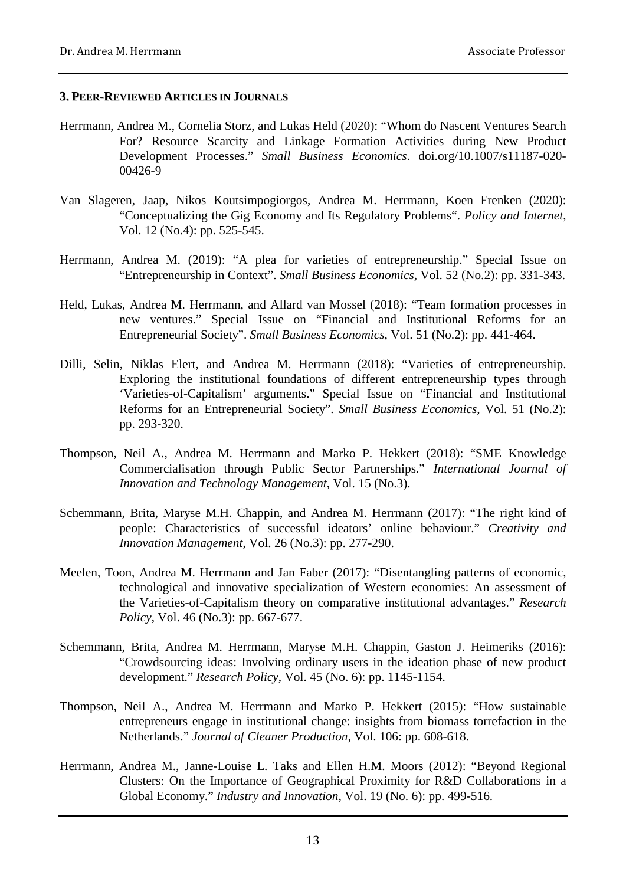### 3. Peer-Reviewed Articles in Journals

Herrmann, Andrea M., Cornelia Storz, and Lukas Held (2020): "Whom do Nascent Ventures Search For? Resource Scarcity and Linkage Formation Activities during New Product Development Processes." *Small Business Economics*. doi.org/10.1007/s11187-020-00426-9

Van Slageren, Jaap, Nikos Koutsimpogiorgos, Andrea M. Herrmann, Koen Frenken (2020): "Conceptualizing the Gig Economy and Its Regulatory Problems". *Policy and Internet*, Vol. 12 (No.4): pp. 525-545.

Herrmann, Andrea M. (2019): "A plea for varieties of entrepreneurship." Special Issue on "Entrepreneurship in Context". *Small Business Economics*, Vol. 52 (No.2): pp. 331-343.

Held, Lukas, Andrea M. Herrmann, and Allard van Mossel (2018): "Team formation processes in new ventures." Special Issue on "Financial and Institutional Reforms for an Entrepreneurial Society". *Small Business Economics*, Vol. 51 (No.2): pp. 441-464.

Dilli, Selin, Niklas Elert, and Andrea M. Herrmann (2018): "Varieties of entrepreneurship. Exploring the institutional foundations of different entrepreneurship types through 'Varieties-of-Capitalism' arguments." Special Issue on "Financial and Institutional Reforms for an Entrepreneurial Society". *Small Business Economics*, Vol. 51 (No.2): pp. 293-320.

Thompson, Neil A., Andrea M. Herrmann and Marko P. Hekkert (2018): "SME Knowledge Commercialisation through Public Sector Partnerships." *International Journal of Innovation and Technology Management*, Vol. 15 (No.3).

Schemmann, Brita, Maryse M.H. Chappin, and Andrea M. Herrmann (2017): "The right kind of people: Characteristics of successful ideators' online behaviour." *Creativity and Innovation Management*, Vol. 26 (No.3): pp. 277-290.

Meelen, Toon, Andrea M. Herrmann and Jan Faber (2017): "Disentangling patterns of economic, technological and innovative specialization of Western economies: An assessment of the Varieties-of-Capitalism theory on comparative institutional advantages." *Research Policy*, Vol. 46 (No.3): pp. 667-677.

Schemmann, Brita, Andrea M. Herrmann, Maryse M.H. Chappin, Gaston J. Heimeriks (2016): "Crowdsourcing ideas: Involving ordinary users in the ideation phase of new product development." *Research Policy*, Vol. 45 (No. 6): pp. 1145-1154.

Thompson, Neil A., Andrea M. Herrmann and Marko P. Hekkert (2015): "How sustainable entrepreneurs engage in institutional change: insights from biomass torrefaction in the Netherlands." *Journal of Cleaner Production*, Vol. 106: pp. 608-618.

Herrmann, Andrea M., Janne-Louise L. Taks and Ellen H.M. Moors (2012): "Beyond Regional Clusters: On the Importance of Geographical Proximity for R&D Collaborations in a Global Economy." *Industry and Innovation*, Vol. 19 (No. 6): pp. 499-516.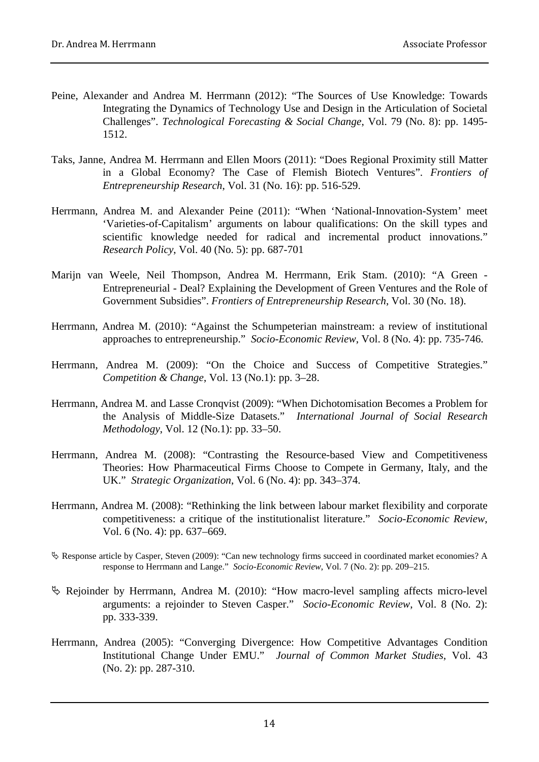Peine, Alexander and Andrea M. Herrmann (2012): "The Sources of Use Knowledge: Towards Integrating the Dynamics of Technology Use and Design in the Articulation of Societal Challenges". *Technological Forecasting & Social Change*, Vol. 79 (No. 8): pp. 1495-1512.

Taks, Janne, Andrea M. Herrmann and Ellen Moors (2011): "Does Regional Proximity still Matter in a Global Economy? The Case of Flemish Biotech Ventures". *Frontiers of Entrepreneurship Research*, Vol. 31 (No. 16): pp. 516-529.

Herrmann, Andrea M. and Alexander Peine (2011): "When 'National-Innovation-System' meet 'Varieties-of-Capitalism' arguments on labour qualifications: On the skill types and scientific knowledge needed for radical and incremental product innovations." *Research Policy*, Vol. 40 (No. 5): pp. 687-701

Marijn van Weele, Neil Thompson, Andrea M. Herrmann, Erik Stam. (2010): "A Green - Entrepreneurial - Deal? Explaining the Development of Green Ventures and the Role of Government Subsidies". *Frontiers of Entrepreneurship Research*, Vol. 30 (No. 18).

Herrmann, Andrea M. (2010): "Against the Schumpeterian mainstream: a review of institutional approaches to entrepreneurship." *Socio-Economic Review*, Vol. 8 (No. 4): pp. 735-746.

Herrmann, Andrea M. (2009): "On the Choice and Success of Competitive Strategies." *Competition & Change*, Vol. 13 (No.1): pp. 3–28.

Herrmann, Andrea M. and Lasse Cronqvist (2009): "When Dichotomisation Becomes a Problem for the Analysis of Middle-Size Datasets." *International Journal of Social Research Methodology*, Vol. 12 (No.1): pp. 33–50.

Herrmann, Andrea M. (2008): "Contrasting the Resource-based View and Competitiveness Theories: How Pharmaceutical Firms Choose to Compete in Germany, Italy, and the UK." *Strategic Organization*, Vol. 6 (No. 4): pp. 343–374.

Herrmann, Andrea M. (2008): "Rethinking the link between labour market flexibility and corporate competitiveness: a critique of the institutionalist literature." *Socio-Economic Review*, Vol. 6 (No. 4): pp. 637–669.

↳ Response article by Casper, Steven (2009): "Can new technology firms succeed in coordinated market economies? A response to Herrmann and Lange." *Socio-Economic Review*, Vol. 7 (No. 2): pp. 209–215.

↳ Rejoinder by Herrmann, Andrea M. (2010): "How macro-level sampling affects micro-level arguments: a rejoinder to Steven Casper." *Socio-Economic Review*, Vol. 8 (No. 2): pp. 333-339.

Herrmann, Andrea (2005): "Converging Divergence: How Competitive Advantages Condition Institutional Change Under EMU." *Journal of Common Market Studies*, Vol. 43 (No. 2): pp. 287-310.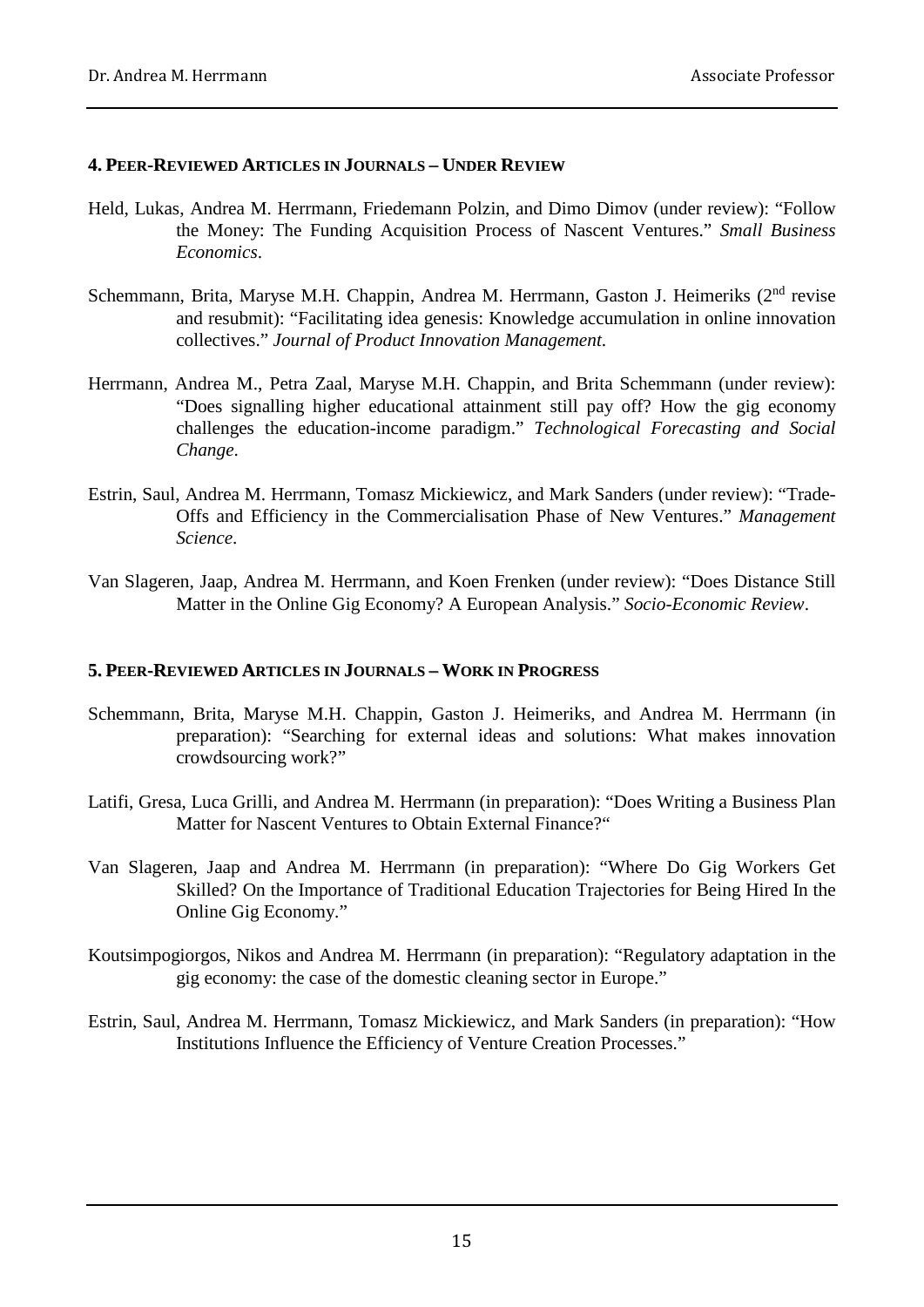### 4. Peer-Reviewed Articles in Journals – Under Review

Held, Lukas, Andrea M. Herrmann, Friedemann Polzin, and Dimo Dimov (under review): "Follow the Money: The Funding Acquisition Process of Nascent Ventures." *Small Business Economics*.

Schemmann, Brita, Maryse M.H. Chappin, Andrea M. Herrmann, Gaston J. Heimeriks (2nd revise and resubmit): "Facilitating idea genesis: Knowledge accumulation in online innovation collectives." *Journal of Product Innovation Management*.

Herrmann, Andrea M., Petra Zaal, Maryse M.H. Chappin, and Brita Schemmann (under review): "Does signalling higher educational attainment still pay off? How the gig economy challenges the education-income paradigm." *Technological Forecasting and Social Change*.

Estrin, Saul, Andrea M. Herrmann, Tomasz Mickiewicz, and Mark Sanders (under review): "Trade-Offs and Efficiency in the Commercialisation Phase of New Ventures." *Management Science*.

Van Slageren, Jaap, Andrea M. Herrmann, and Koen Frenken (under review): "Does Distance Still Matter in the Online Gig Economy? A European Analysis." *Socio-Economic Review*.

### 5. Peer-Reviewed Articles in Journals – Work in Progress

Schemmann, Brita, Maryse M.H. Chappin, Gaston J. Heimeriks, and Andrea M. Herrmann (in preparation): "Searching for external ideas and solutions: What makes innovation crowdsourcing work?"

Latifi, Gresa, Luca Grilli, and Andrea M. Herrmann (in preparation): "Does Writing a Business Plan Matter for Nascent Ventures to Obtain External Finance?"

Van Slageren, Jaap and Andrea M. Herrmann (in preparation): "Where Do Gig Workers Get Skilled? On the Importance of Traditional Education Trajectories for Being Hired In the Online Gig Economy."

Koutsimpogiorgos, Nikos and Andrea M. Herrmann (in preparation): "Regulatory adaptation in the gig economy: the case of the domestic cleaning sector in Europe."

Estrin, Saul, Andrea M. Herrmann, Tomasz Mickiewicz, and Mark Sanders (in preparation): "How Institutions Influence the Efficiency of Venture Creation Processes."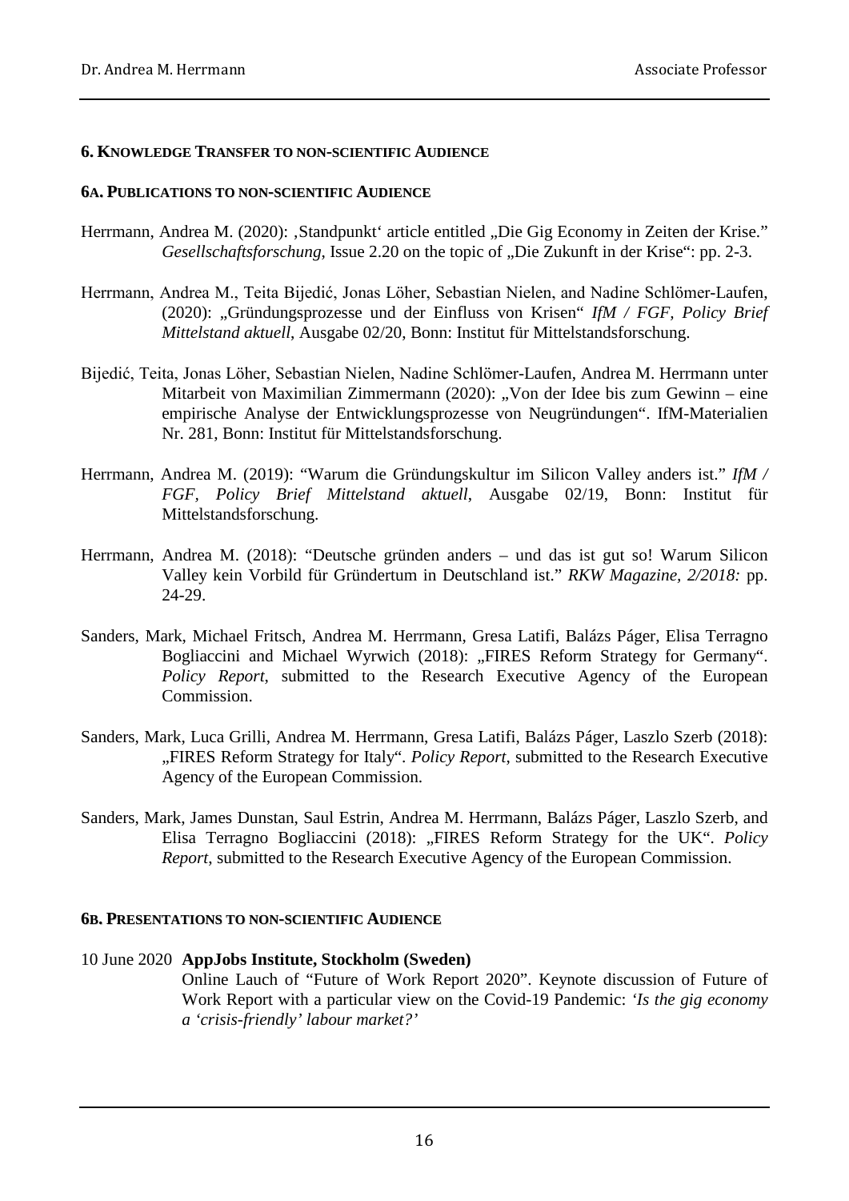## 6. Knowledge Transfer to non-scientific Audience

### 6a. Publications to non-scientific Audience

Herrmann, Andrea M. (2020): ‚Standpunkt' article entitled „Die Gig Economy in Zeiten der Krise." *Gesellschaftsforschung*, Issue 2.20 on the topic of „Die Zukunft in der Krise": pp. 2-3.

Herrmann, Andrea M., Teita Bijedić, Jonas Löher, Sebastian Nielen, and Nadine Schlömer-Laufen, (2020): „Gründungsprozesse und der Einfluss von Krisen" *IfM / FGF, Policy Brief Mittelstand aktuell*, Ausgabe 02/20, Bonn: Institut für Mittelstandsforschung.

Bijedić, Teita, Jonas Löher, Sebastian Nielen, Nadine Schlömer-Laufen, Andrea M. Herrmann unter Mitarbeit von Maximilian Zimmermann (2020): „Von der Idee bis zum Gewinn – eine empirische Analyse der Entwicklungsprozesse von Neugründungen". IfM-Materialien Nr. 281, Bonn: Institut für Mittelstandsforschung.

Herrmann, Andrea M. (2019): "Warum die Gründungskultur im Silicon Valley anders ist." *IfM / FGF, Policy Brief Mittelstand aktuell*, Ausgabe 02/19, Bonn: Institut für Mittelstandsforschung.

Herrmann, Andrea M. (2018): "Deutsche gründen anders – und das ist gut so! Warum Silicon Valley kein Vorbild für Gründertum in Deutschland ist." *RKW Magazine, 2/2018:* pp. 24-29.

Sanders, Mark, Michael Fritsch, Andrea M. Herrmann, Gresa Latifi, Balázs Páger, Elisa Terragno Bogliaccini and Michael Wyrwich (2018): „FIRES Reform Strategy for Germany". *Policy Report*, submitted to the Research Executive Agency of the European Commission.

Sanders, Mark, Luca Grilli, Andrea M. Herrmann, Gresa Latifi, Balázs Páger, Laszlo Szerb (2018): „FIRES Reform Strategy for Italy". *Policy Report*, submitted to the Research Executive Agency of the European Commission.

Sanders, Mark, James Dunstan, Saul Estrin, Andrea M. Herrmann, Balázs Páger, Laszlo Szerb, and Elisa Terragno Bogliaccini (2018): „FIRES Reform Strategy for the UK". *Policy Report*, submitted to the Research Executive Agency of the European Commission.

### 6b. Presentations to non-scientific Audience

10 June 2020 **AppJobs Institute, Stockholm (Sweden)**
Online Lauch of "Future of Work Report 2020". Keynote discussion of Future of Work Report with a particular view on the Covid-19 Pandemic: *'Is the gig economy a 'crisis-friendly' labour market?'*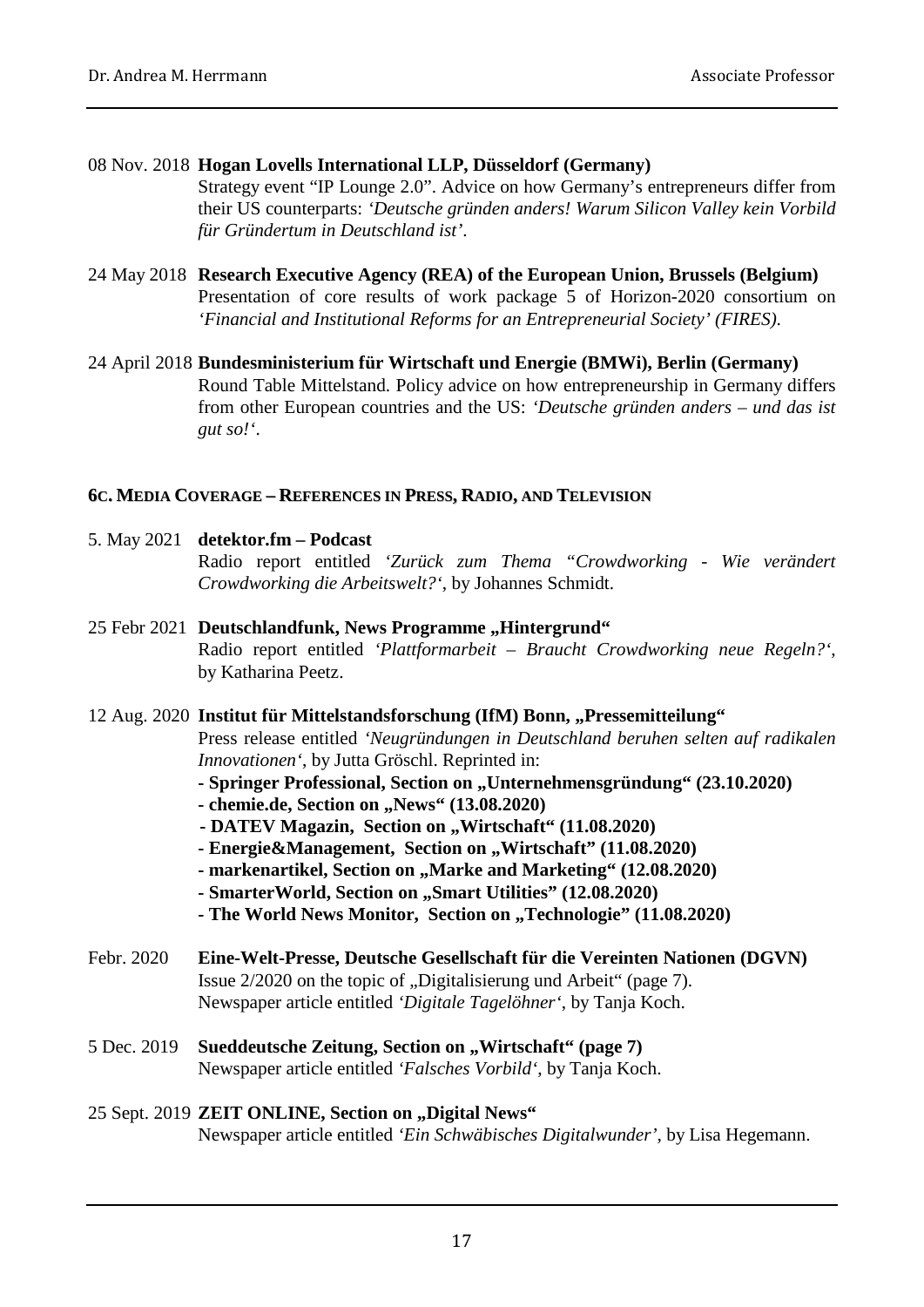08 Nov. 2018 **Hogan Lovells International LLP, Düsseldorf (Germany)**
Strategy event "IP Lounge 2.0". Advice on how Germany's entrepreneurs differ from their US counterparts: *'Deutsche gründen anders! Warum Silicon Valley kein Vorbild für Gründertum in Deutschland ist'*.

24 May 2018 **Research Executive Agency (REA) of the European Union, Brussels (Belgium)**
Presentation of core results of work package 5 of Horizon-2020 consortium on *'Financial and Institutional Reforms for an Entrepreneurial Society' (FIRES)*.

24 April 2018 **Bundesministerium für Wirtschaft und Energie (BMWi), Berlin (Germany)**
Round Table Mittelstand. Policy advice on how entrepreneurship in Germany differs from other European countries and the US: *'Deutsche gründen anders – und das ist gut so!'*.

### 6C. MEDIA COVERAGE – REFERENCES IN PRESS, RADIO, AND TELEVISION

5. May 2021 **detektor.fm – Podcast**
Radio report entitled *'Zurück zum Thema "Crowdworking - Wie verändert Crowdworking die Arbeitswelt?'*, by Johannes Schmidt.

25 Febr 2021 **Deutschlandfunk, News Programme „Hintergrund"**
Radio report entitled *'Plattformarbeit – Braucht Crowdworking neue Regeln?'*, by Katharina Peetz.

12 Aug. 2020 **Institut für Mittelstandsforschung (IfM) Bonn, „Pressemitteilung"**
Press release entitled *'Neugründungen in Deutschland beruhen selten auf radikalen Innovationen'*, by Jutta Gröschl. Reprinted in:
- **Springer Professional, Section on „Unternehmensgründung" (23.10.2020)**
- **chemie.de, Section on „News" (13.08.2020)**
- **DATEV Magazin, Section on „Wirtschaft" (11.08.2020)**
- **Energie&Management, Section on „Wirtschaft" (11.08.2020)**
- **markenartikel, Section on „Marke and Marketing" (12.08.2020)**
- **SmarterWorld, Section on „Smart Utilities" (12.08.2020)**
- **The World News Monitor, Section on „Technologie" (11.08.2020)**

Febr. 2020 **Eine-Welt-Presse, Deutsche Gesellschaft für die Vereinten Nationen (DGVN)**
Issue 2/2020 on the topic of „Digitalisierung und Arbeit" (page 7).
Newspaper article entitled *'Digitale Tagelöhner'*, by Tanja Koch.

5 Dec. 2019 **Sueddeutsche Zeitung, Section on „Wirtschaft" (page 7)**
Newspaper article entitled *'Falsches Vorbild'*, by Tanja Koch.

25 Sept. 2019 **ZEIT ONLINE, Section on „Digital News"**
Newspaper article entitled *'Ein Schwäbisches Digitalwunder'*, by Lisa Hegemann.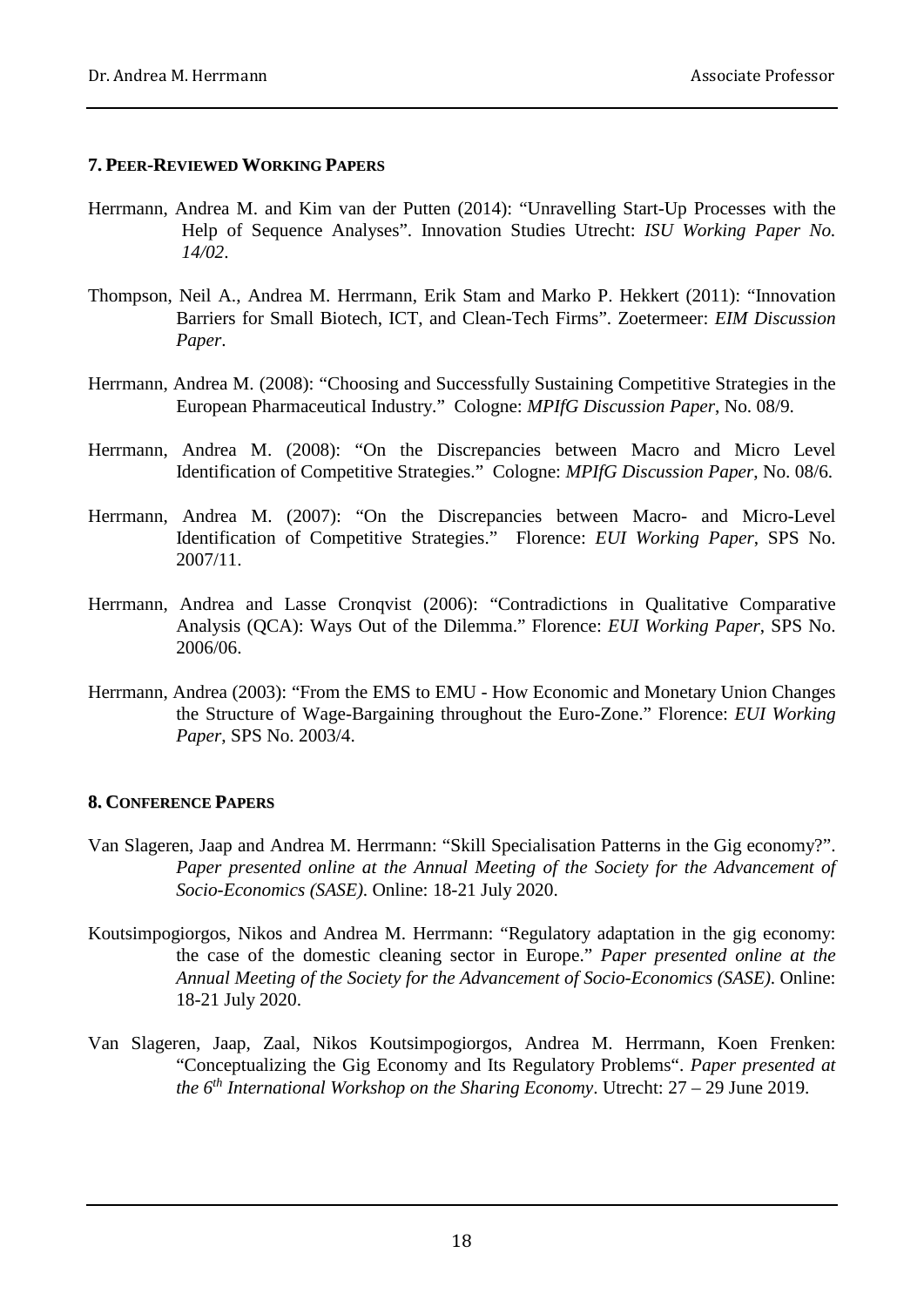### 7. Peer-Reviewed Working Papers

Herrmann, Andrea M. and Kim van der Putten (2014): "Unravelling Start-Up Processes with the Help of Sequence Analyses". Innovation Studies Utrecht: *ISU Working Paper No. 14/02*.

Thompson, Neil A., Andrea M. Herrmann, Erik Stam and Marko P. Hekkert (2011): "Innovation Barriers for Small Biotech, ICT, and Clean-Tech Firms". Zoetermeer: *EIM Discussion Paper*.

Herrmann, Andrea M. (2008): "Choosing and Successfully Sustaining Competitive Strategies in the European Pharmaceutical Industry." Cologne: *MPIfG Discussion Paper*, No. 08/9.

Herrmann, Andrea M. (2008): "On the Discrepancies between Macro and Micro Level Identification of Competitive Strategies." Cologne: *MPIfG Discussion Paper*, No. 08/6.

Herrmann, Andrea M. (2007): "On the Discrepancies between Macro- and Micro-Level Identification of Competitive Strategies." Florence: *EUI Working Paper*, SPS No. 2007/11.

Herrmann, Andrea and Lasse Cronqvist (2006): "Contradictions in Qualitative Comparative Analysis (QCA): Ways Out of the Dilemma." Florence: *EUI Working Paper*, SPS No. 2006/06.

Herrmann, Andrea (2003): "From the EMS to EMU - How Economic and Monetary Union Changes the Structure of Wage-Bargaining throughout the Euro-Zone." Florence: *EUI Working Paper*, SPS No. 2003/4.

### 8. Conference Papers

Van Slageren, Jaap and Andrea M. Herrmann: "Skill Specialisation Patterns in the Gig economy?". *Paper presented online at the Annual Meeting of the Society for the Advancement of Socio-Economics (SASE)*. Online: 18-21 July 2020.

Koutsimpogiorgos, Nikos and Andrea M. Herrmann: "Regulatory adaptation in the gig economy: the case of the domestic cleaning sector in Europe." *Paper presented online at the Annual Meeting of the Society for the Advancement of Socio-Economics (SASE)*. Online: 18-21 July 2020.

Van Slageren, Jaap, Zaal, Nikos Koutsimpogiorgos, Andrea M. Herrmann, Koen Frenken: "Conceptualizing the Gig Economy and Its Regulatory Problems". *Paper presented at the 6th International Workshop on the Sharing Economy*. Utrecht: 27 – 29 June 2019.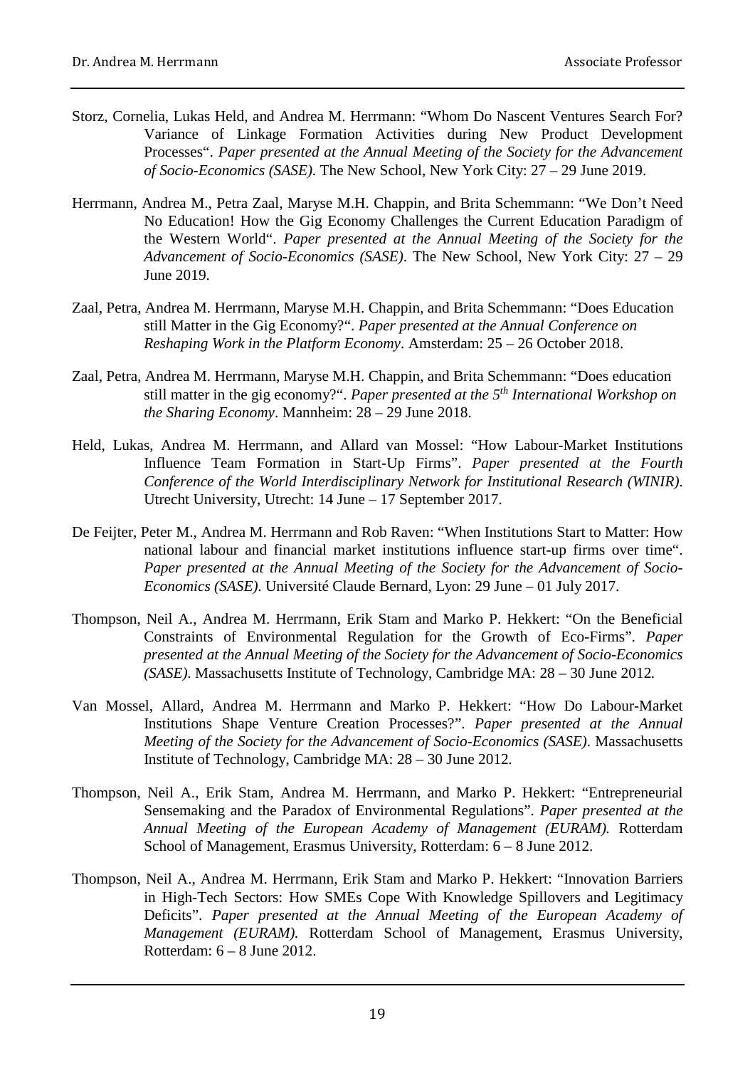Storz, Cornelia, Lukas Held, and Andrea M. Herrmann: "Whom Do Nascent Ventures Search For? Variance of Linkage Formation Activities during New Product Development Processes". *Paper presented at the Annual Meeting of the Society for the Advancement of Socio-Economics (SASE)*. The New School, New York City: 27 – 29 June 2019.

Herrmann, Andrea M., Petra Zaal, Maryse M.H. Chappin, and Brita Schemmann: "We Don't Need No Education! How the Gig Economy Challenges the Current Education Paradigm of the Western World". *Paper presented at the Annual Meeting of the Society for the Advancement of Socio-Economics (SASE)*. The New School, New York City: 27 – 29 June 2019.

Zaal, Petra, Andrea M. Herrmann, Maryse M.H. Chappin, and Brita Schemmann: "Does Education still Matter in the Gig Economy?". *Paper presented at the Annual Conference on Reshaping Work in the Platform Economy*. Amsterdam: 25 – 26 October 2018.

Zaal, Petra, Andrea M. Herrmann, Maryse M.H. Chappin, and Brita Schemmann: "Does education still matter in the gig economy?". *Paper presented at the 5th International Workshop on the Sharing Economy*. Mannheim: 28 – 29 June 2018.

Held, Lukas, Andrea M. Herrmann, and Allard van Mossel: "How Labour-Market Institutions Influence Team Formation in Start-Up Firms". *Paper presented at the Fourth Conference of the World Interdisciplinary Network for Institutional Research (WINIR)*. Utrecht University, Utrecht: 14 June – 17 September 2017.

De Feijter, Peter M., Andrea M. Herrmann and Rob Raven: "When Institutions Start to Matter: How national labour and financial market institutions influence start-up firms over time". *Paper presented at the Annual Meeting of the Society for the Advancement of Socio-Economics (SASE)*. Université Claude Bernard, Lyon: 29 June – 01 July 2017.

Thompson, Neil A., Andrea M. Herrmann, Erik Stam and Marko P. Hekkert: "On the Beneficial Constraints of Environmental Regulation for the Growth of Eco-Firms". *Paper presented at the Annual Meeting of the Society for the Advancement of Socio-Economics (SASE)*. Massachusetts Institute of Technology, Cambridge MA: 28 – 30 June 2012.

Van Mossel, Allard, Andrea M. Herrmann and Marko P. Hekkert: "How Do Labour-Market Institutions Shape Venture Creation Processes?". *Paper presented at the Annual Meeting of the Society for the Advancement of Socio-Economics (SASE)*. Massachusetts Institute of Technology, Cambridge MA: 28 – 30 June 2012.

Thompson, Neil A., Erik Stam, Andrea M. Herrmann, and Marko P. Hekkert: "Entrepreneurial Sensemaking and the Paradox of Environmental Regulations". *Paper presented at the Annual Meeting of the European Academy of Management (EURAM).* Rotterdam School of Management, Erasmus University, Rotterdam: 6 – 8 June 2012.

Thompson, Neil A., Andrea M. Herrmann, Erik Stam and Marko P. Hekkert: "Innovation Barriers in High-Tech Sectors: How SMEs Cope With Knowledge Spillovers and Legitimacy Deficits". *Paper presented at the Annual Meeting of the European Academy of Management (EURAM).* Rotterdam School of Management, Erasmus University, Rotterdam: 6 – 8 June 2012.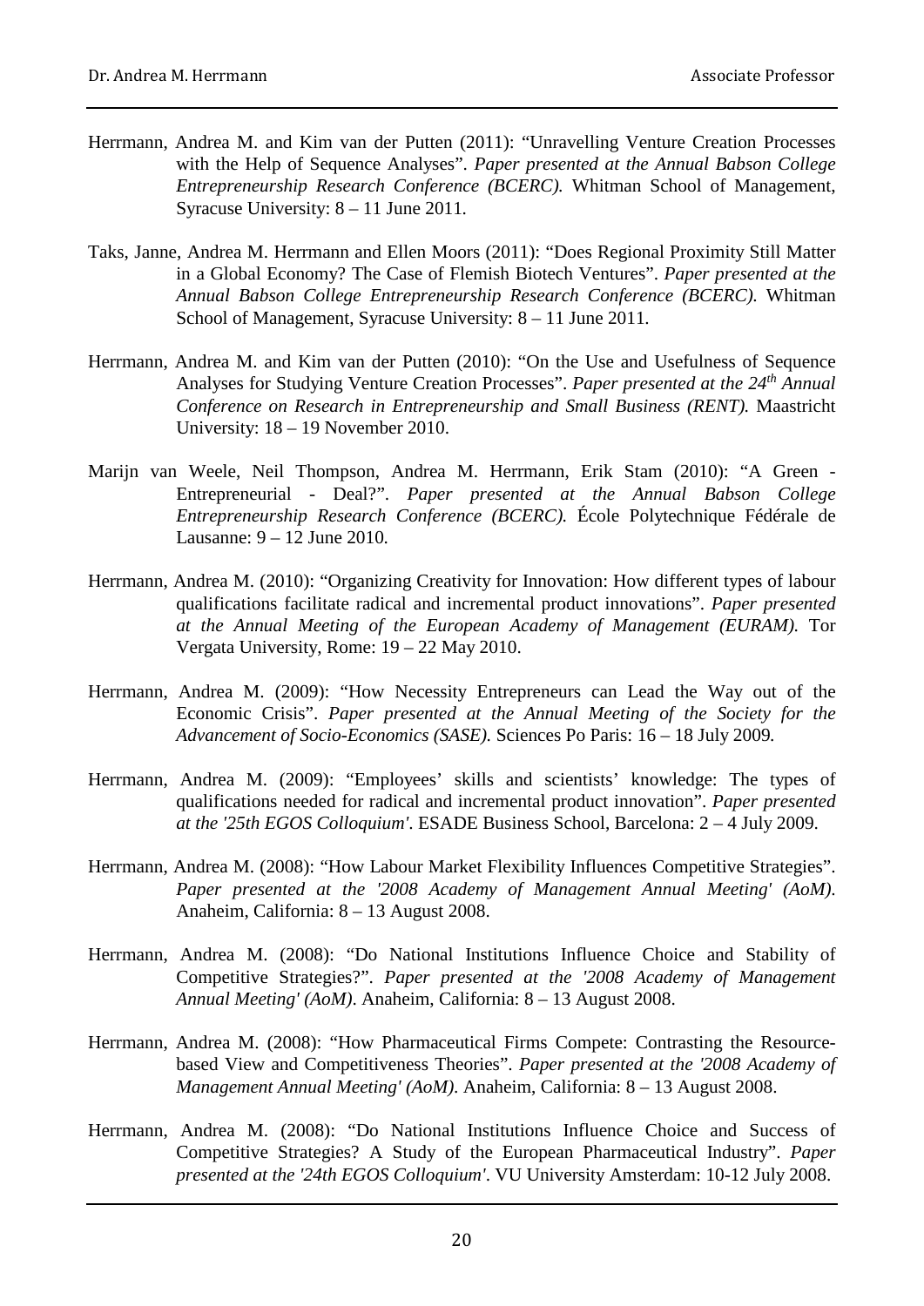Herrmann, Andrea M. and Kim van der Putten (2011): "Unravelling Venture Creation Processes with the Help of Sequence Analyses". *Paper presented at the Annual Babson College Entrepreneurship Research Conference (BCERC).* Whitman School of Management, Syracuse University: 8 – 11 June 2011.

Taks, Janne, Andrea M. Herrmann and Ellen Moors (2011): "Does Regional Proximity Still Matter in a Global Economy? The Case of Flemish Biotech Ventures". *Paper presented at the Annual Babson College Entrepreneurship Research Conference (BCERC).* Whitman School of Management, Syracuse University: 8 – 11 June 2011.

Herrmann, Andrea M. and Kim van der Putten (2010): "On the Use and Usefulness of Sequence Analyses for Studying Venture Creation Processes". *Paper presented at the 24th Annual Conference on Research in Entrepreneurship and Small Business (RENT).* Maastricht University: 18 – 19 November 2010.

Marijn van Weele, Neil Thompson, Andrea M. Herrmann, Erik Stam (2010): "A Green - Entrepreneurial - Deal?". *Paper presented at the Annual Babson College Entrepreneurship Research Conference (BCERC).* École Polytechnique Fédérale de Lausanne: 9 – 12 June 2010.

Herrmann, Andrea M. (2010): "Organizing Creativity for Innovation: How different types of labour qualifications facilitate radical and incremental product innovations". *Paper presented at the Annual Meeting of the European Academy of Management (EURAM).* Tor Vergata University, Rome: 19 – 22 May 2010.

Herrmann, Andrea M. (2009): "How Necessity Entrepreneurs can Lead the Way out of the Economic Crisis". *Paper presented at the Annual Meeting of the Society for the Advancement of Socio-Economics (SASE).* Sciences Po Paris: 16 – 18 July 2009.

Herrmann, Andrea M. (2009): "Employees' skills and scientists' knowledge: The types of qualifications needed for radical and incremental product innovation". *Paper presented at the '25th EGOS Colloquium'*. ESADE Business School, Barcelona: 2 – 4 July 2009.

Herrmann, Andrea M. (2008): "How Labour Market Flexibility Influences Competitive Strategies". *Paper presented at the '2008 Academy of Management Annual Meeting' (AoM).* Anaheim, California: 8 – 13 August 2008.

Herrmann, Andrea M. (2008): "Do National Institutions Influence Choice and Stability of Competitive Strategies?". *Paper presented at the '2008 Academy of Management Annual Meeting' (AoM).* Anaheim, California: 8 – 13 August 2008.

Herrmann, Andrea M. (2008): "How Pharmaceutical Firms Compete: Contrasting the Resource-based View and Competitiveness Theories". *Paper presented at the '2008 Academy of Management Annual Meeting' (AoM).* Anaheim, California: 8 – 13 August 2008.

Herrmann, Andrea M. (2008): "Do National Institutions Influence Choice and Success of Competitive Strategies? A Study of the European Pharmaceutical Industry". *Paper presented at the '24th EGOS Colloquium'*. VU University Amsterdam: 10-12 July 2008.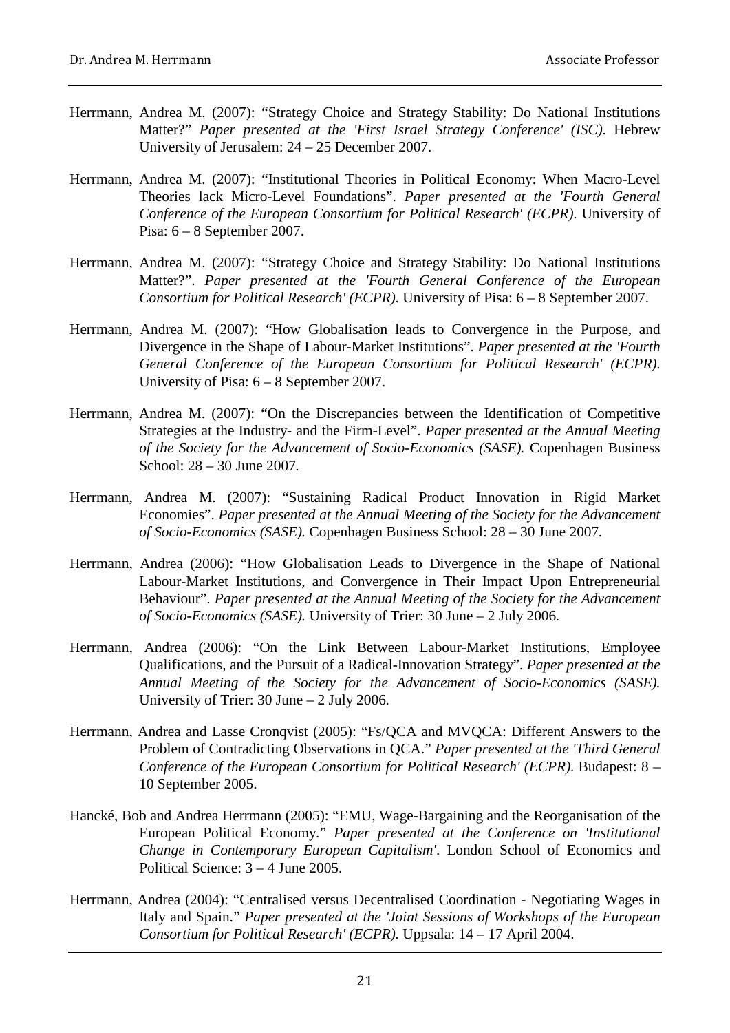Herrmann, Andrea M. (2007): “Strategy Choice and Strategy Stability: Do National Institutions Matter?” *Paper presented at the 'First Israel Strategy Conference' (ISC)*. Hebrew University of Jerusalem: 24 – 25 December 2007.

Herrmann, Andrea M. (2007): “Institutional Theories in Political Economy: When Macro-Level Theories lack Micro-Level Foundations”. *Paper presented at the 'Fourth General Conference of the European Consortium for Political Research' (ECPR)*. University of Pisa: 6 – 8 September 2007.

Herrmann, Andrea M. (2007): “Strategy Choice and Strategy Stability: Do National Institutions Matter?”. *Paper presented at the 'Fourth General Conference of the European Consortium for Political Research' (ECPR)*. University of Pisa: 6 – 8 September 2007.

Herrmann, Andrea M. (2007): “How Globalisation leads to Convergence in the Purpose, and Divergence in the Shape of Labour-Market Institutions”. *Paper presented at the 'Fourth General Conference of the European Consortium for Political Research' (ECPR)*. University of Pisa: 6 – 8 September 2007.

Herrmann, Andrea M. (2007): “On the Discrepancies between the Identification of Competitive Strategies at the Industry- and the Firm-Level”. *Paper presented at the Annual Meeting of the Society for the Advancement of Socio-Economics (SASE).* Copenhagen Business School: 28 – 30 June 2007.

Herrmann, Andrea M. (2007): “Sustaining Radical Product Innovation in Rigid Market Economies”. *Paper presented at the Annual Meeting of the Society for the Advancement of Socio-Economics (SASE).* Copenhagen Business School: 28 – 30 June 2007.

Herrmann, Andrea (2006): “How Globalisation Leads to Divergence in the Shape of National Labour-Market Institutions, and Convergence in Their Impact Upon Entrepreneurial Behaviour”. *Paper presented at the Annual Meeting of the Society for the Advancement of Socio-Economics (SASE).* University of Trier: 30 June – 2 July 2006.

Herrmann, Andrea (2006): “On the Link Between Labour-Market Institutions, Employee Qualifications, and the Pursuit of a Radical-Innovation Strategy”. *Paper presented at the Annual Meeting of the Society for the Advancement of Socio-Economics (SASE).* University of Trier: 30 June – 2 July 2006.

Herrmann, Andrea and Lasse Cronqvist (2005): “Fs/QCA and MVQCA: Different Answers to the Problem of Contradicting Observations in QCA.” *Paper presented at the 'Third General Conference of the European Consortium for Political Research' (ECPR)*. Budapest: 8 – 10 September 2005.

Hancké, Bob and Andrea Herrmann (2005): “EMU, Wage-Bargaining and the Reorganisation of the European Political Economy.” *Paper presented at the Conference on 'Institutional Change in Contemporary European Capitalism'*. London School of Economics and Political Science: 3 – 4 June 2005.

Herrmann, Andrea (2004): “Centralised versus Decentralised Coordination - Negotiating Wages in Italy and Spain.” *Paper presented at the 'Joint Sessions of Workshops of the European Consortium for Political Research' (ECPR)*. Uppsala: 14 – 17 April 2004.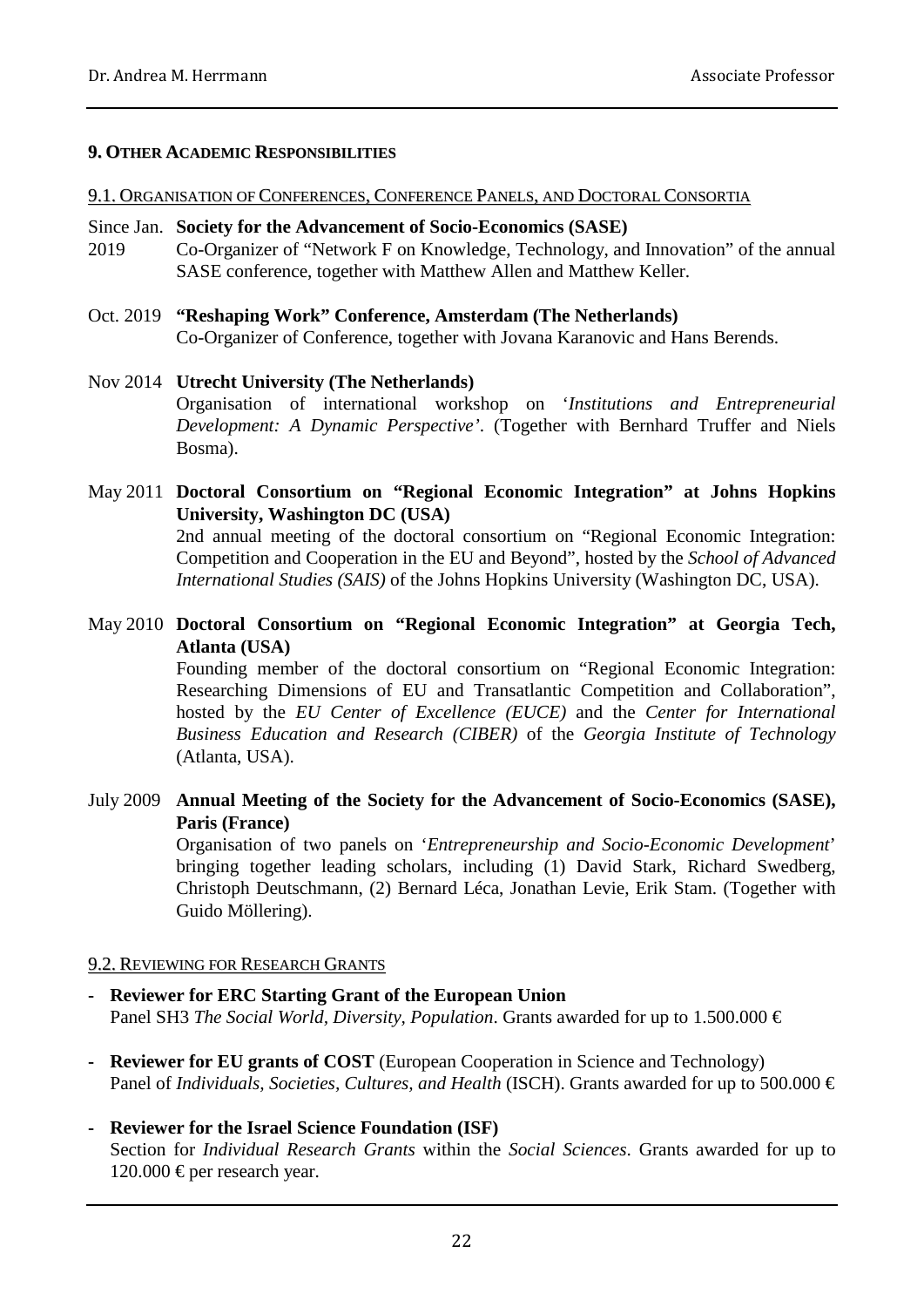### 9. Other Academic Responsibilities

#### 9.1. Organisation of Conferences, Conference Panels, and Doctoral Consortia

Since Jan. 2019 **Society for the Advancement of Socio-Economics (SASE)**
Co-Organizer of "Network F on Knowledge, Technology, and Innovation" of the annual SASE conference, together with Matthew Allen and Matthew Keller.

Oct. 2019 **"Reshaping Work" Conference, Amsterdam (The Netherlands)**
Co-Organizer of Conference, together with Jovana Karanovic and Hans Berends.

Nov 2014 **Utrecht University (The Netherlands)**
Organisation of international workshop on '*Institutions and Entrepreneurial Development: A Dynamic Perspective'*. (Together with Bernhard Truffer and Niels Bosma).

May 2011 **Doctoral Consortium on "Regional Economic Integration" at Johns Hopkins University, Washington DC (USA)**
2nd annual meeting of the doctoral consortium on "Regional Economic Integration: Competition and Cooperation in the EU and Beyond", hosted by the *School of Advanced International Studies (SAIS)* of the Johns Hopkins University (Washington DC, USA).

May 2010 **Doctoral Consortium on "Regional Economic Integration" at Georgia Tech, Atlanta (USA)**
Founding member of the doctoral consortium on "Regional Economic Integration: Researching Dimensions of EU and Transatlantic Competition and Collaboration", hosted by the *EU Center of Excellence (EUCE)* and the *Center for International Business Education and Research (CIBER)* of the *Georgia Institute of Technology* (Atlanta, USA).

July 2009 **Annual Meeting of the Society for the Advancement of Socio-Economics (SASE), Paris (France)**
Organisation of two panels on '*Entrepreneurship and Socio-Economic Development*' bringing together leading scholars, including (1) David Stark, Richard Swedberg, Christoph Deutschmann, (2) Bernard Léca, Jonathan Levie, Erik Stam. (Together with Guido Möllering).

#### 9.2. Reviewing for Research Grants

- **Reviewer for ERC Starting Grant of the European Union**
  Panel SH3 *The Social World, Diversity, Population*. Grants awarded for up to 1.500.000 €

- **Reviewer for EU grants of COST** (European Cooperation in Science and Technology)
  Panel of *Individuals, Societies, Cultures, and Health* (ISCH). Grants awarded for up to 500.000 €

- **Reviewer for the Israel Science Foundation (ISF)**
  Section for *Individual Research Grants* within the *Social Sciences*. Grants awarded for up to 120.000 € per research year.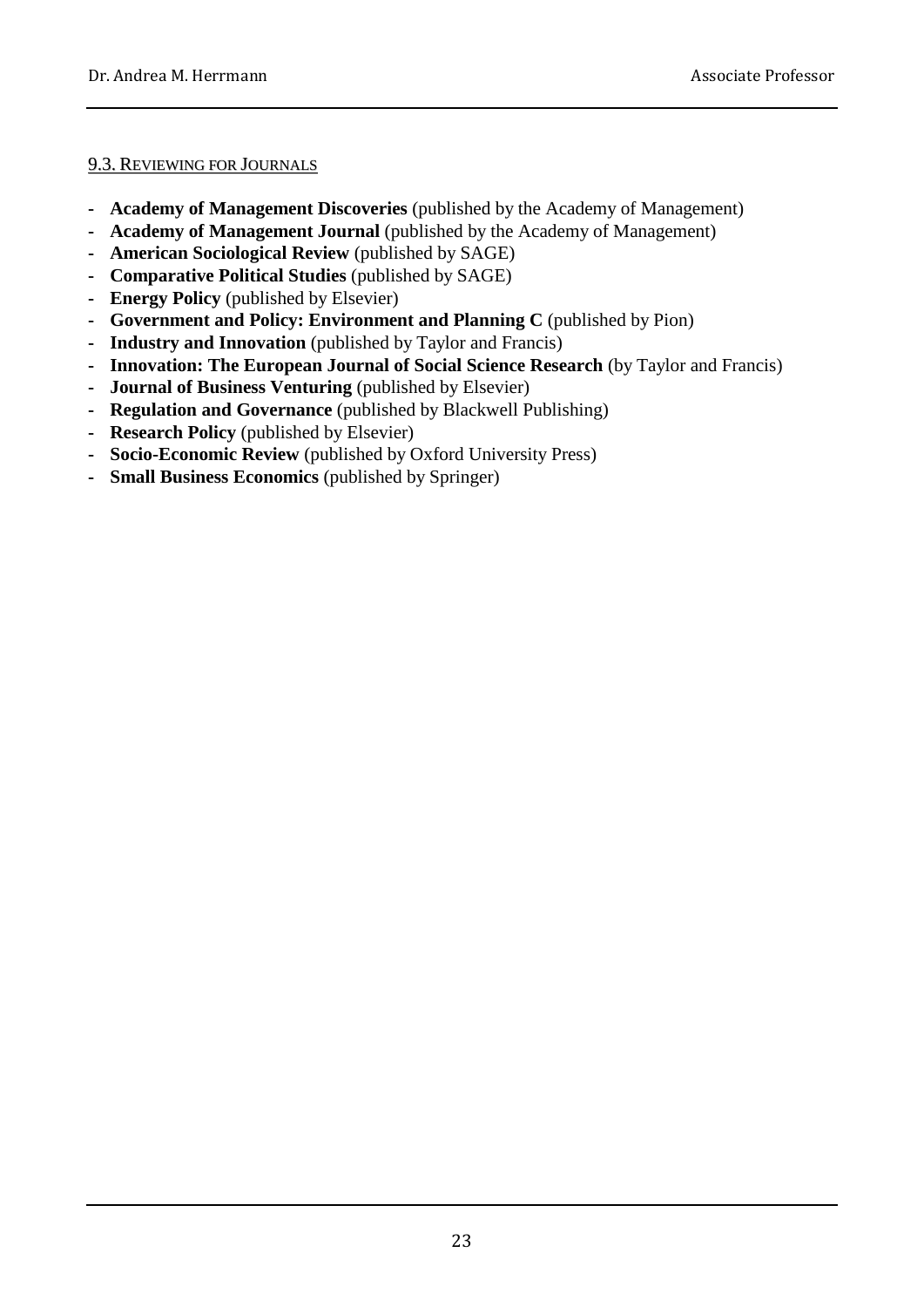### 9.3. Reviewing for Journals

- **Academy of Management Discoveries** (published by the Academy of Management)
- **Academy of Management Journal** (published by the Academy of Management)
- **American Sociological Review** (published by SAGE)
- **Comparative Political Studies** (published by SAGE)
- **Energy Policy** (published by Elsevier)
- **Government and Policy: Environment and Planning C** (published by Pion)
- **Industry and Innovation** (published by Taylor and Francis)
- **Innovation: The European Journal of Social Science Research** (by Taylor and Francis)
- **Journal of Business Venturing** (published by Elsevier)
- **Regulation and Governance** (published by Blackwell Publishing)
- **Research Policy** (published by Elsevier)
- **Socio-Economic Review** (published by Oxford University Press)
- **Small Business Economics** (published by Springer)